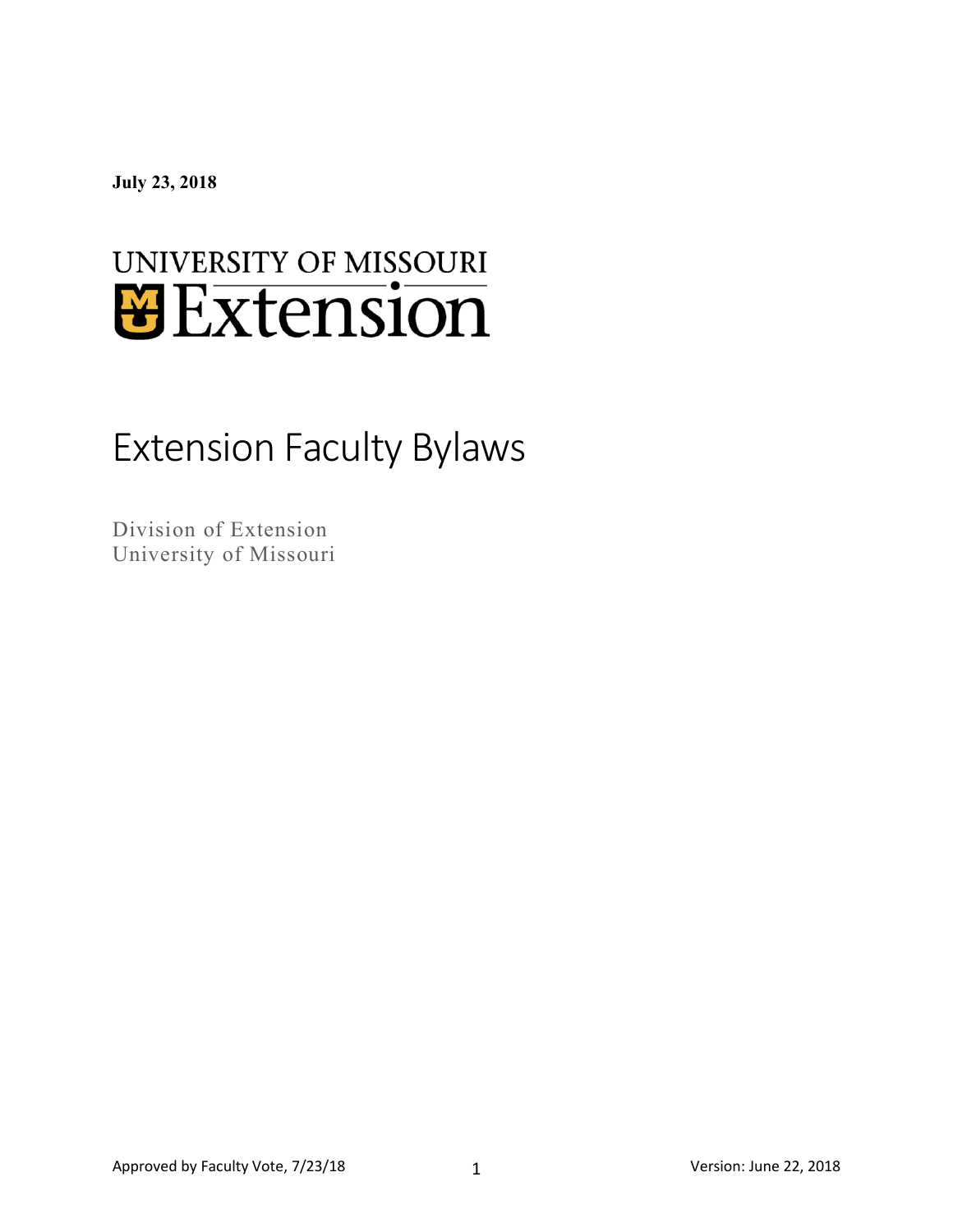**July 23, 2018**

UNIVERSITY OF MISSOURI
Extension

# Extension Faculty Bylaws

Division of Extension
University of Missouri

Approved by Faculty Vote, 7/23/18

Version: June 22, 2018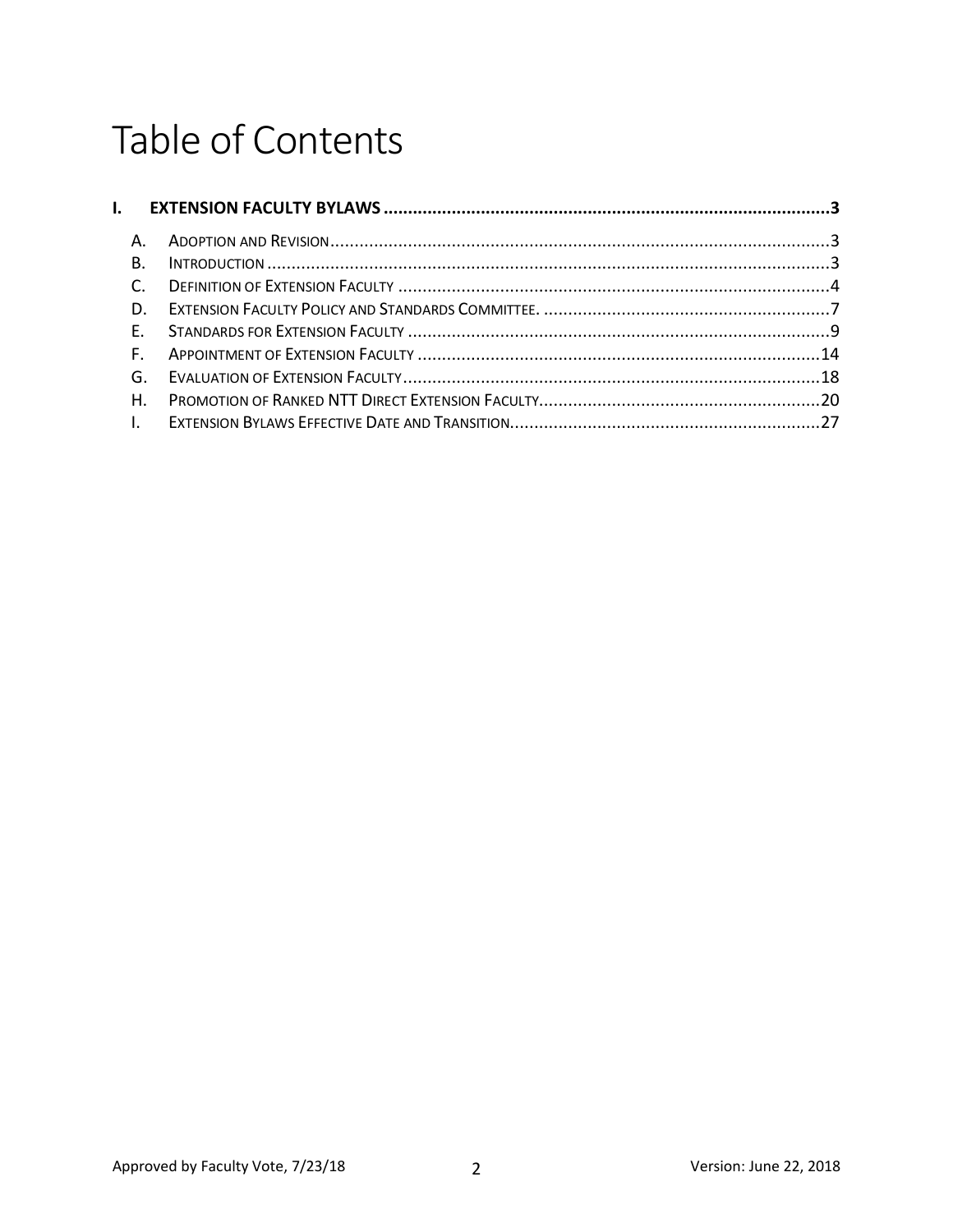# Table of Contents

**I. EXTENSION FACULTY BYLAWS ........ 3**

- A. ADOPTION AND REVISION ........ 3
- B. INTRODUCTION ........ 3
- C. DEFINITION OF EXTENSION FACULTY ........ 4
- D. EXTENSION FACULTY POLICY AND STANDARDS COMMITTEE. ........ 7
- E. STANDARDS FOR EXTENSION FACULTY ........ 9
- F. APPOINTMENT OF EXTENSION FACULTY ........ 14
- G. EVALUATION OF EXTENSION FACULTY ........ 18
- H. PROMOTION OF RANKED NTT DIRECT EXTENSION FACULTY ........ 20
- I. EXTENSION BYLAWS EFFECTIVE DATE AND TRANSITION ........ 27

Approved by Faculty Vote, 7/23/18

Version: June 22, 2018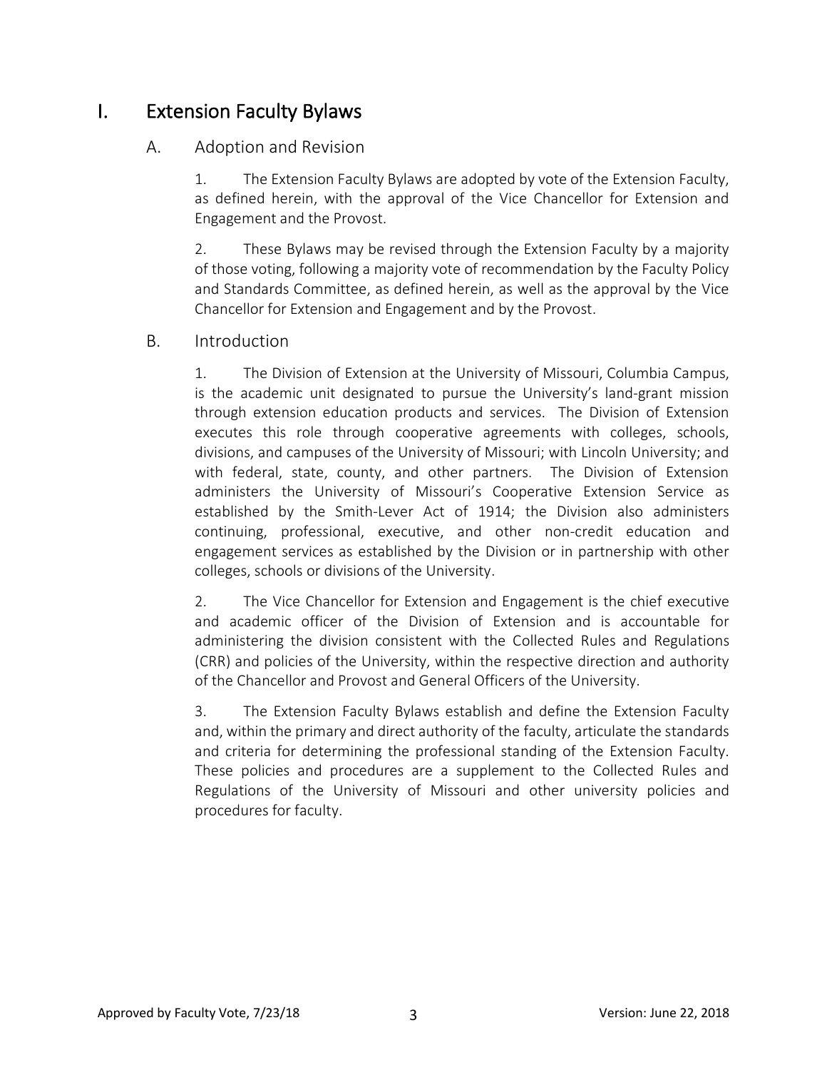# I. Extension Faculty Bylaws

## A. Adoption and Revision

1. The Extension Faculty Bylaws are adopted by vote of the Extension Faculty, as defined herein, with the approval of the Vice Chancellor for Extension and Engagement and the Provost.

2. These Bylaws may be revised through the Extension Faculty by a majority of those voting, following a majority vote of recommendation by the Faculty Policy and Standards Committee, as defined herein, as well as the approval by the Vice Chancellor for Extension and Engagement and by the Provost.

## B. Introduction

1. The Division of Extension at the University of Missouri, Columbia Campus, is the academic unit designated to pursue the University's land-grant mission through extension education products and services. The Division of Extension executes this role through cooperative agreements with colleges, schools, divisions, and campuses of the University of Missouri; with Lincoln University; and with federal, state, county, and other partners. The Division of Extension administers the University of Missouri's Cooperative Extension Service as established by the Smith-Lever Act of 1914; the Division also administers continuing, professional, executive, and other non-credit education and engagement services as established by the Division or in partnership with other colleges, schools or divisions of the University.

2. The Vice Chancellor for Extension and Engagement is the chief executive and academic officer of the Division of Extension and is accountable for administering the division consistent with the Collected Rules and Regulations (CRR) and policies of the University, within the respective direction and authority of the Chancellor and Provost and General Officers of the University.

3. The Extension Faculty Bylaws establish and define the Extension Faculty and, within the primary and direct authority of the faculty, articulate the standards and criteria for determining the professional standing of the Extension Faculty. These policies and procedures are a supplement to the Collected Rules and Regulations of the University of Missouri and other university policies and procedures for faculty.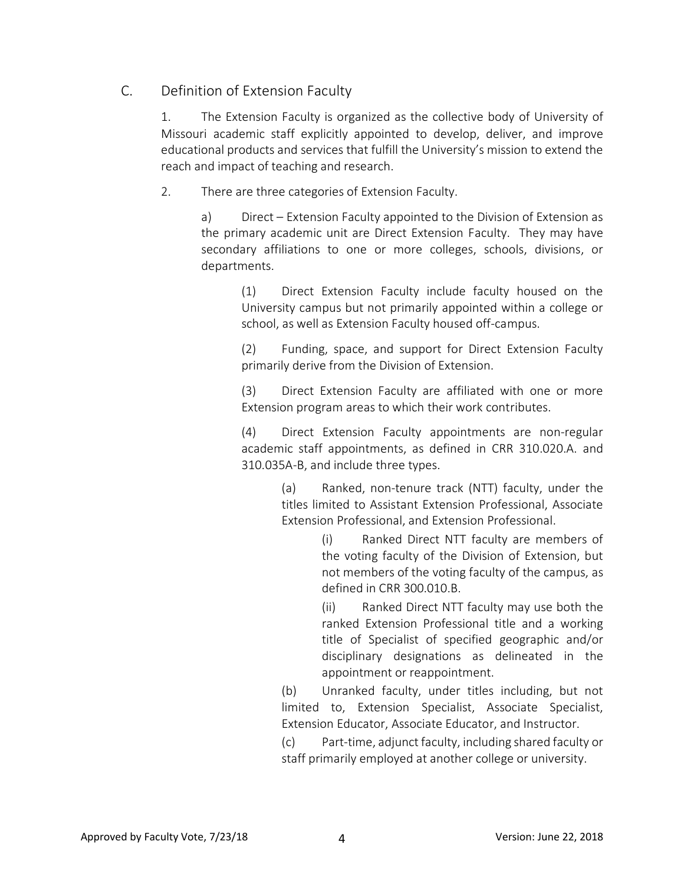## C. Definition of Extension Faculty

1. The Extension Faculty is organized as the collective body of University of Missouri academic staff explicitly appointed to develop, deliver, and improve educational products and services that fulfill the University's mission to extend the reach and impact of teaching and research.

2. There are three categories of Extension Faculty.

   a) Direct – Extension Faculty appointed to the Division of Extension as the primary academic unit are Direct Extension Faculty. They may have secondary affiliations to one or more colleges, schools, divisions, or departments.

      (1) Direct Extension Faculty include faculty housed on the University campus but not primarily appointed within a college or school, as well as Extension Faculty housed off-campus.

      (2) Funding, space, and support for Direct Extension Faculty primarily derive from the Division of Extension.

      (3) Direct Extension Faculty are affiliated with one or more Extension program areas to which their work contributes.

      (4) Direct Extension Faculty appointments are non-regular academic staff appointments, as defined in CRR 310.020.A. and 310.035A-B, and include three types.

         (a) Ranked, non-tenure track (NTT) faculty, under the titles limited to Assistant Extension Professional, Associate Extension Professional, and Extension Professional.

            (i) Ranked Direct NTT faculty are members of the voting faculty of the Division of Extension, but not members of the voting faculty of the campus, as defined in CRR 300.010.B.

            (ii) Ranked Direct NTT faculty may use both the ranked Extension Professional title and a working title of Specialist of specified geographic and/or disciplinary designations as delineated in the appointment or reappointment.

         (b) Unranked faculty, under titles including, but not limited to, Extension Specialist, Associate Specialist, Extension Educator, Associate Educator, and Instructor.

         (c) Part-time, adjunct faculty, including shared faculty or staff primarily employed at another college or university.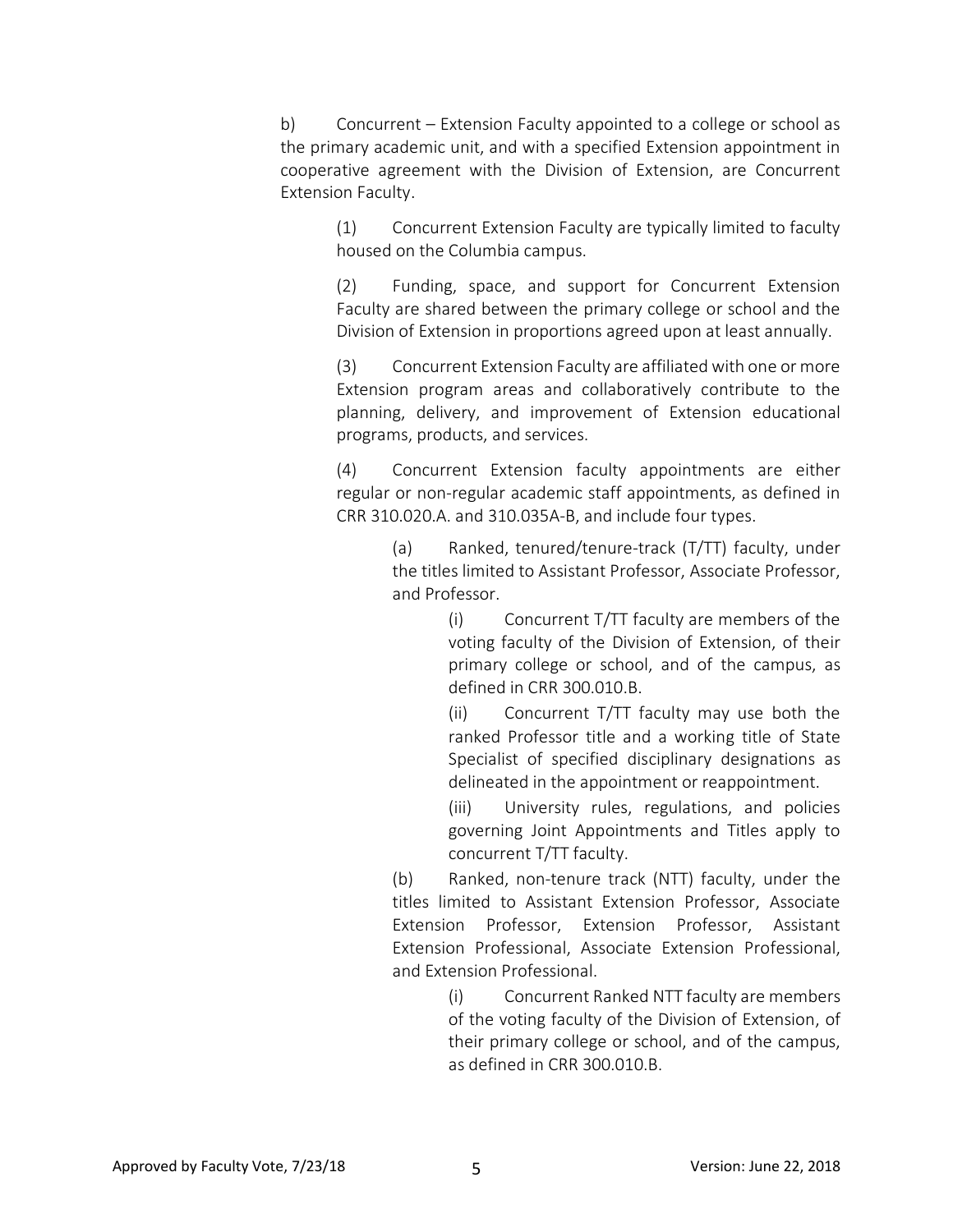b) Concurrent – Extension Faculty appointed to a college or school as the primary academic unit, and with a specified Extension appointment in cooperative agreement with the Division of Extension, are Concurrent Extension Faculty.

(1) Concurrent Extension Faculty are typically limited to faculty housed on the Columbia campus.

(2) Funding, space, and support for Concurrent Extension Faculty are shared between the primary college or school and the Division of Extension in proportions agreed upon at least annually.

(3) Concurrent Extension Faculty are affiliated with one or more Extension program areas and collaboratively contribute to the planning, delivery, and improvement of Extension educational programs, products, and services.

(4) Concurrent Extension faculty appointments are either regular or non-regular academic staff appointments, as defined in CRR 310.020.A. and 310.035A-B, and include four types.

(a) Ranked, tenured/tenure-track (T/TT) faculty, under the titles limited to Assistant Professor, Associate Professor, and Professor.

(i) Concurrent T/TT faculty are members of the voting faculty of the Division of Extension, of their primary college or school, and of the campus, as defined in CRR 300.010.B.

(ii) Concurrent T/TT faculty may use both the ranked Professor title and a working title of State Specialist of specified disciplinary designations as delineated in the appointment or reappointment.

(iii) University rules, regulations, and policies governing Joint Appointments and Titles apply to concurrent T/TT faculty.

(b) Ranked, non-tenure track (NTT) faculty, under the titles limited to Assistant Extension Professor, Associate Extension Professor, Extension Professor, Assistant Extension Professional, Associate Extension Professional, and Extension Professional.

(i) Concurrent Ranked NTT faculty are members of the voting faculty of the Division of Extension, of their primary college or school, and of the campus, as defined in CRR 300.010.B.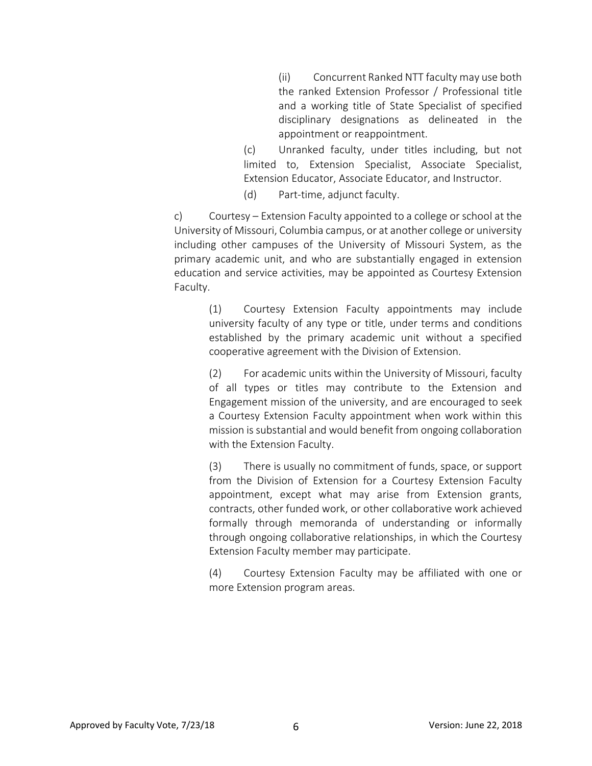(ii) Concurrent Ranked NTT faculty may use both the ranked Extension Professor / Professional title and a working title of State Specialist of specified disciplinary designations as delineated in the appointment or reappointment.

(c) Unranked faculty, under titles including, but not limited to, Extension Specialist, Associate Specialist, Extension Educator, Associate Educator, and Instructor.

(d) Part-time, adjunct faculty.

c) Courtesy – Extension Faculty appointed to a college or school at the University of Missouri, Columbia campus, or at another college or university including other campuses of the University of Missouri System, as the primary academic unit, and who are substantially engaged in extension education and service activities, may be appointed as Courtesy Extension Faculty.

(1) Courtesy Extension Faculty appointments may include university faculty of any type or title, under terms and conditions established by the primary academic unit without a specified cooperative agreement with the Division of Extension.

(2) For academic units within the University of Missouri, faculty of all types or titles may contribute to the Extension and Engagement mission of the university, and are encouraged to seek a Courtesy Extension Faculty appointment when work within this mission is substantial and would benefit from ongoing collaboration with the Extension Faculty.

(3) There is usually no commitment of funds, space, or support from the Division of Extension for a Courtesy Extension Faculty appointment, except what may arise from Extension grants, contracts, other funded work, or other collaborative work achieved formally through memoranda of understanding or informally through ongoing collaborative relationships, in which the Courtesy Extension Faculty member may participate.

(4) Courtesy Extension Faculty may be affiliated with one or more Extension program areas.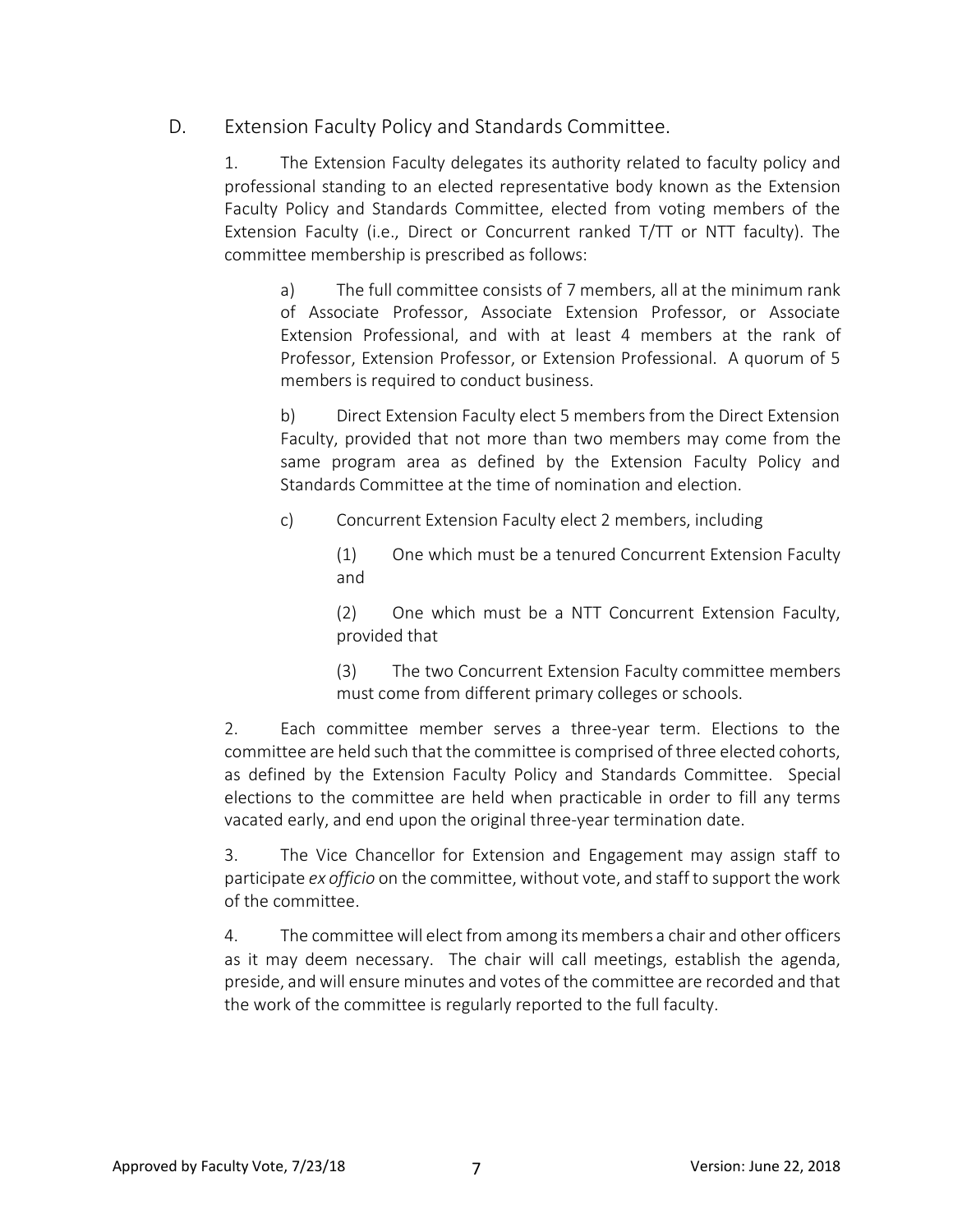## D. Extension Faculty Policy and Standards Committee.

1. The Extension Faculty delegates its authority related to faculty policy and professional standing to an elected representative body known as the Extension Faculty Policy and Standards Committee, elected from voting members of the Extension Faculty (i.e., Direct or Concurrent ranked T/TT or NTT faculty). The committee membership is prescribed as follows:

   a) The full committee consists of 7 members, all at the minimum rank of Associate Professor, Associate Extension Professor, or Associate Extension Professional, and with at least 4 members at the rank of Professor, Extension Professor, or Extension Professional. A quorum of 5 members is required to conduct business.

   b) Direct Extension Faculty elect 5 members from the Direct Extension Faculty, provided that not more than two members may come from the same program area as defined by the Extension Faculty Policy and Standards Committee at the time of nomination and election.

   c) Concurrent Extension Faculty elect 2 members, including

      (1) One which must be a tenured Concurrent Extension Faculty and

      (2) One which must be a NTT Concurrent Extension Faculty, provided that

      (3) The two Concurrent Extension Faculty committee members must come from different primary colleges or schools.

2. Each committee member serves a three-year term. Elections to the committee are held such that the committee is comprised of three elected cohorts, as defined by the Extension Faculty Policy and Standards Committee. Special elections to the committee are held when practicable in order to fill any terms vacated early, and end upon the original three-year termination date.

3. The Vice Chancellor for Extension and Engagement may assign staff to participate *ex officio* on the committee, without vote, and staff to support the work of the committee.

4. The committee will elect from among its members a chair and other officers as it may deem necessary. The chair will call meetings, establish the agenda, preside, and will ensure minutes and votes of the committee are recorded and that the work of the committee is regularly reported to the full faculty.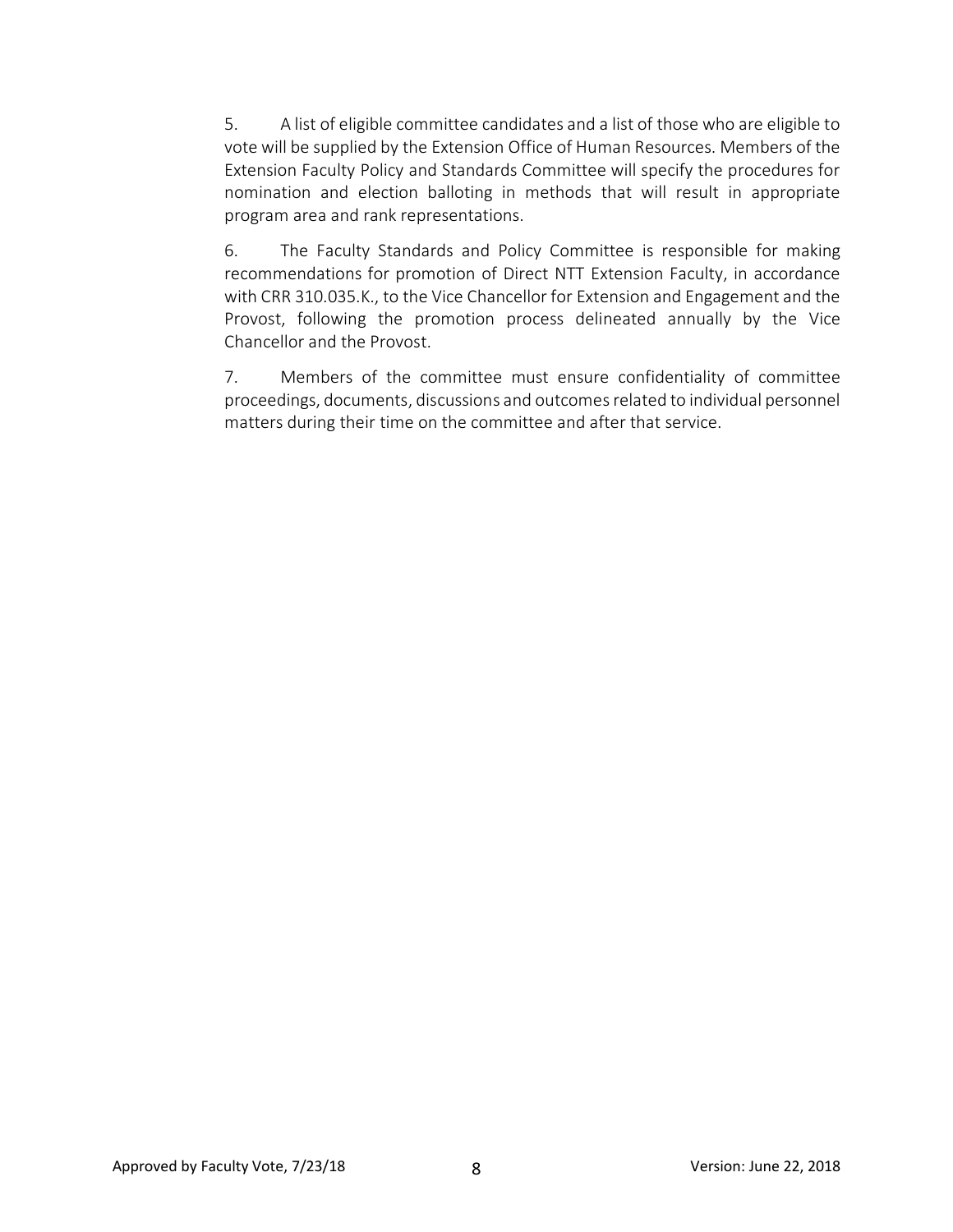5. A list of eligible committee candidates and a list of those who are eligible to vote will be supplied by the Extension Office of Human Resources. Members of the Extension Faculty Policy and Standards Committee will specify the procedures for nomination and election balloting in methods that will result in appropriate program area and rank representations.

6. The Faculty Standards and Policy Committee is responsible for making recommendations for promotion of Direct NTT Extension Faculty, in accordance with CRR 310.035.K., to the Vice Chancellor for Extension and Engagement and the Provost, following the promotion process delineated annually by the Vice Chancellor and the Provost.

7. Members of the committee must ensure confidentiality of committee proceedings, documents, discussions and outcomes related to individual personnel matters during their time on the committee and after that service.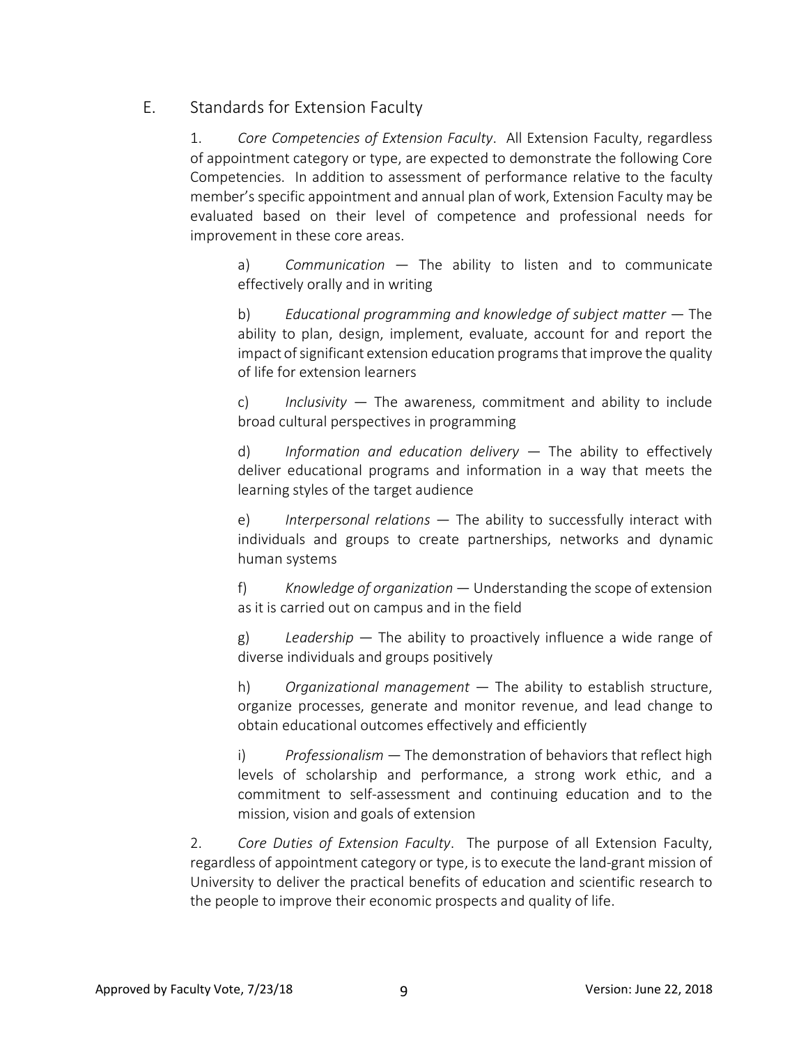## E. Standards for Extension Faculty

1. *Core Competencies of Extension Faculty*. All Extension Faculty, regardless of appointment category or type, are expected to demonstrate the following Core Competencies. In addition to assessment of performance relative to the faculty member's specific appointment and annual plan of work, Extension Faculty may be evaluated based on their level of competence and professional needs for improvement in these core areas.

   a) *Communication* — The ability to listen and to communicate effectively orally and in writing

   b) *Educational programming and knowledge of subject matter* — The ability to plan, design, implement, evaluate, account for and report the impact of significant extension education programs that improve the quality of life for extension learners

   c) *Inclusivity* — The awareness, commitment and ability to include broad cultural perspectives in programming

   d) *Information and education delivery* — The ability to effectively deliver educational programs and information in a way that meets the learning styles of the target audience

   e) *Interpersonal relations* — The ability to successfully interact with individuals and groups to create partnerships, networks and dynamic human systems

   f) *Knowledge of organization* — Understanding the scope of extension as it is carried out on campus and in the field

   g) *Leadership* — The ability to proactively influence a wide range of diverse individuals and groups positively

   h) *Organizational management* — The ability to establish structure, organize processes, generate and monitor revenue, and lead change to obtain educational outcomes effectively and efficiently

   i) *Professionalism* — The demonstration of behaviors that reflect high levels of scholarship and performance, a strong work ethic, and a commitment to self-assessment and continuing education and to the mission, vision and goals of extension

2. *Core Duties of Extension Faculty*. The purpose of all Extension Faculty, regardless of appointment category or type, is to execute the land-grant mission of University to deliver the practical benefits of education and scientific research to the people to improve their economic prospects and quality of life.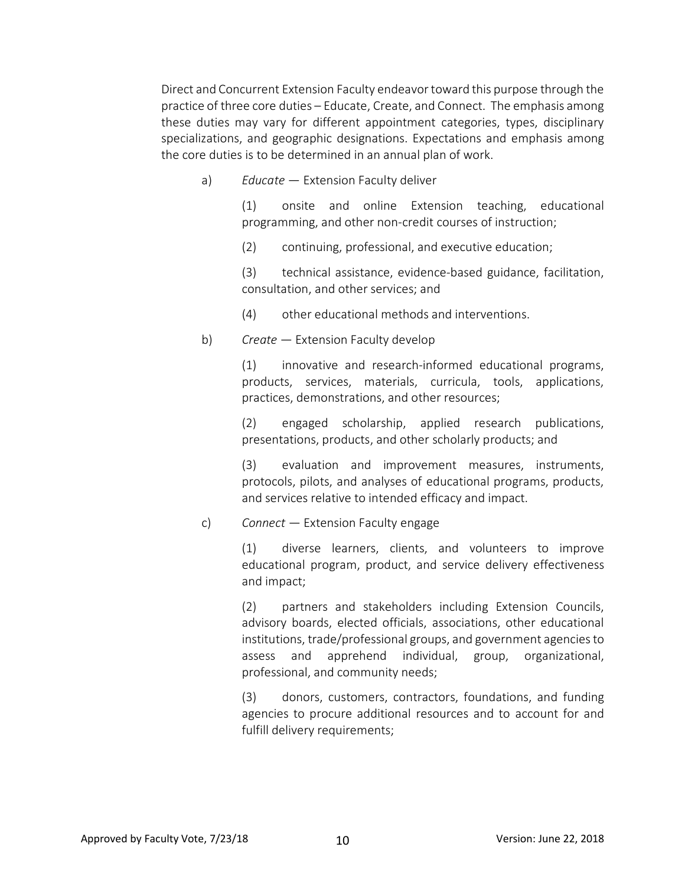Direct and Concurrent Extension Faculty endeavor toward this purpose through the practice of three core duties – Educate, Create, and Connect. The emphasis among these duties may vary for different appointment categories, types, disciplinary specializations, and geographic designations. Expectations and emphasis among the core duties is to be determined in an annual plan of work.

a) *Educate* — Extension Faculty deliver

(1) onsite and online Extension teaching, educational programming, and other non-credit courses of instruction;

(2) continuing, professional, and executive education;

(3) technical assistance, evidence-based guidance, facilitation, consultation, and other services; and

(4) other educational methods and interventions.

b) *Create* — Extension Faculty develop

(1) innovative and research-informed educational programs, products, services, materials, curricula, tools, applications, practices, demonstrations, and other resources;

(2) engaged scholarship, applied research publications, presentations, products, and other scholarly products; and

(3) evaluation and improvement measures, instruments, protocols, pilots, and analyses of educational programs, products, and services relative to intended efficacy and impact.

c) *Connect* — Extension Faculty engage

(1) diverse learners, clients, and volunteers to improve educational program, product, and service delivery effectiveness and impact;

(2) partners and stakeholders including Extension Councils, advisory boards, elected officials, associations, other educational institutions, trade/professional groups, and government agencies to assess and apprehend individual, group, organizational, professional, and community needs;

(3) donors, customers, contractors, foundations, and funding agencies to procure additional resources and to account for and fulfill delivery requirements;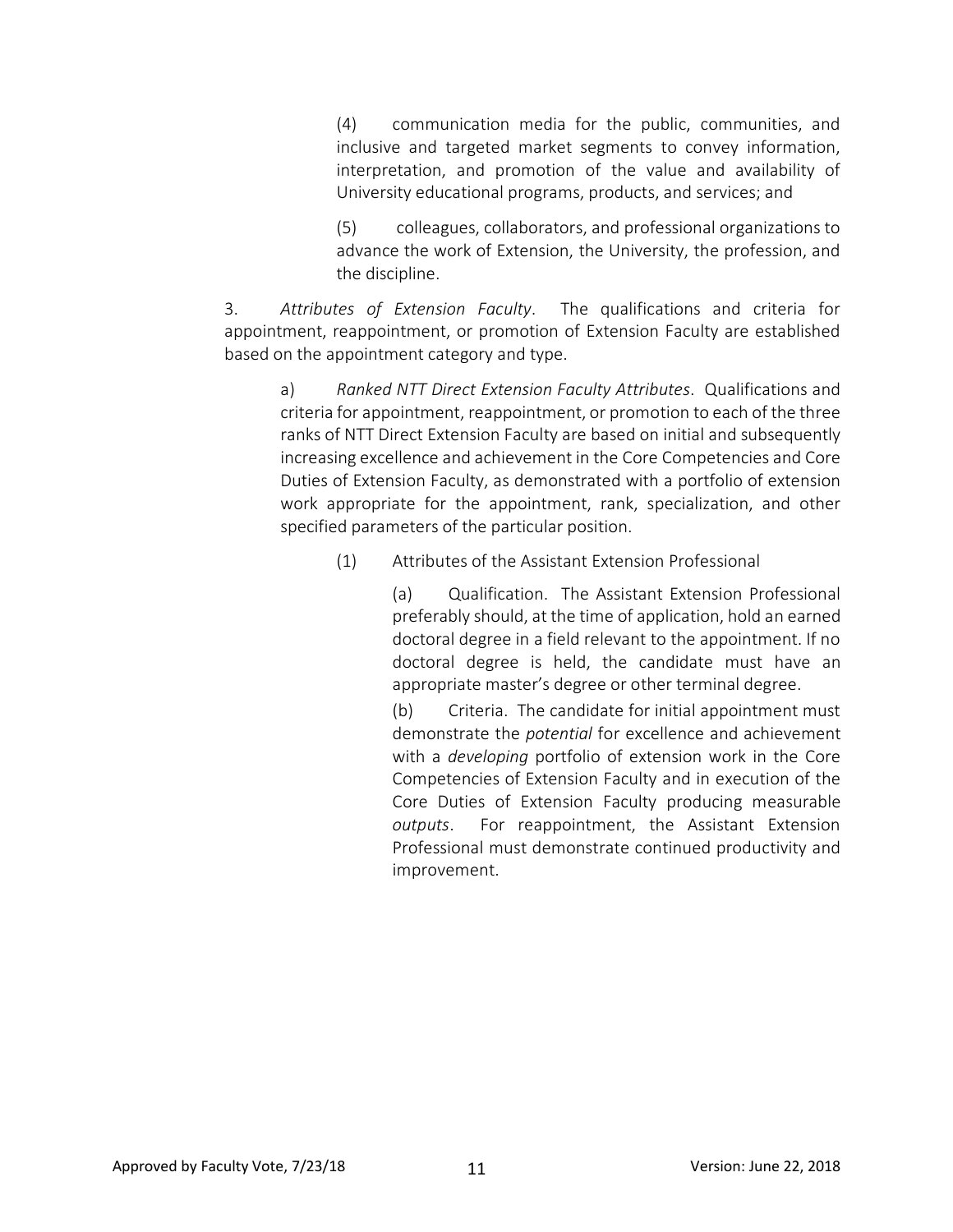(4) communication media for the public, communities, and inclusive and targeted market segments to convey information, interpretation, and promotion of the value and availability of University educational programs, products, and services; and

(5) colleagues, collaborators, and professional organizations to advance the work of Extension, the University, the profession, and the discipline.

3. *Attributes of Extension Faculty*. The qualifications and criteria for appointment, reappointment, or promotion of Extension Faculty are established based on the appointment category and type.

a) *Ranked NTT Direct Extension Faculty Attributes*. Qualifications and criteria for appointment, reappointment, or promotion to each of the three ranks of NTT Direct Extension Faculty are based on initial and subsequently increasing excellence and achievement in the Core Competencies and Core Duties of Extension Faculty, as demonstrated with a portfolio of extension work appropriate for the appointment, rank, specialization, and other specified parameters of the particular position.

(1) Attributes of the Assistant Extension Professional

(a) Qualification. The Assistant Extension Professional preferably should, at the time of application, hold an earned doctoral degree in a field relevant to the appointment. If no doctoral degree is held, the candidate must have an appropriate master's degree or other terminal degree.

(b) Criteria. The candidate for initial appointment must demonstrate the *potential* for excellence and achievement with a *developing* portfolio of extension work in the Core Competencies of Extension Faculty and in execution of the Core Duties of Extension Faculty producing measurable *outputs*. For reappointment, the Assistant Extension Professional must demonstrate continued productivity and improvement.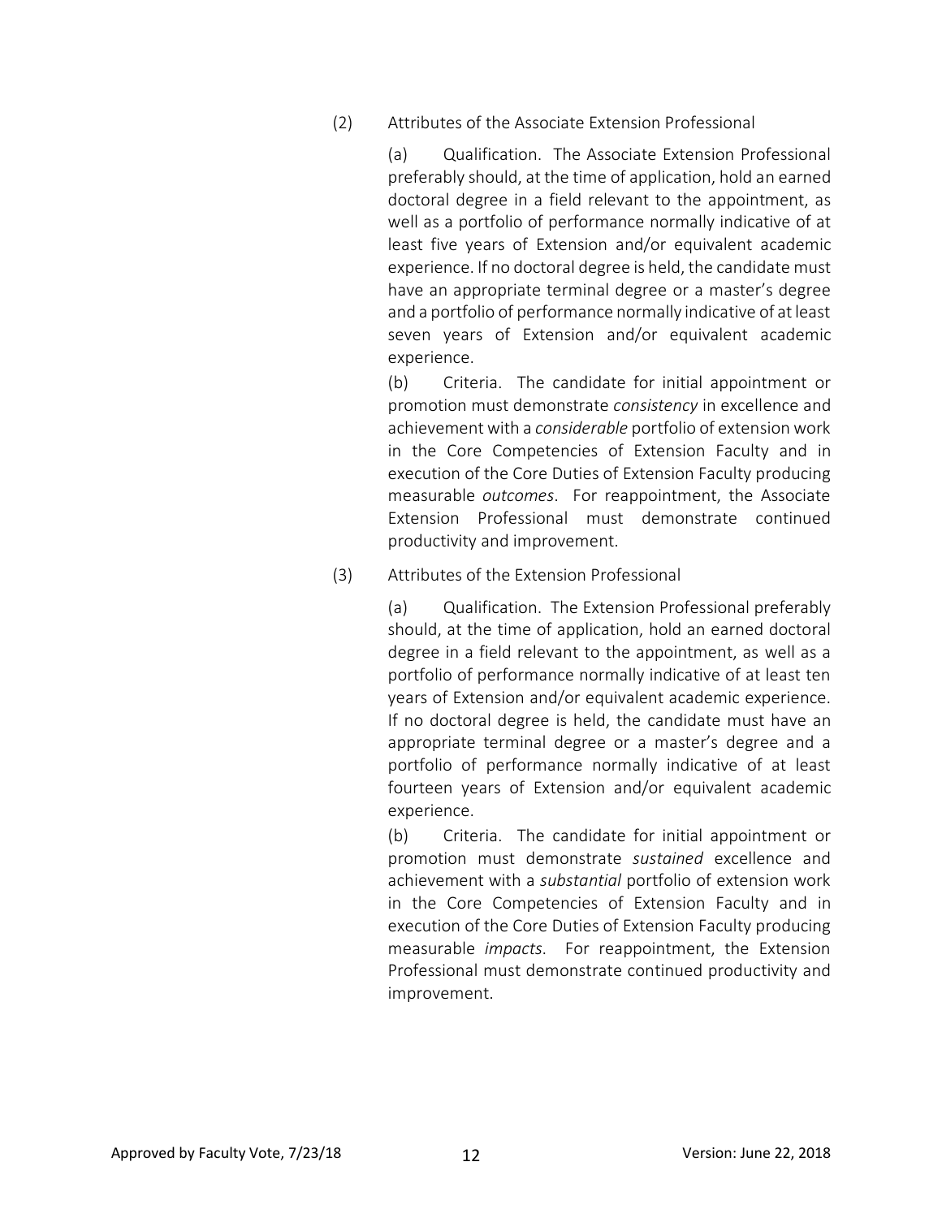(2) Attributes of the Associate Extension Professional

(a) Qualification. The Associate Extension Professional preferably should, at the time of application, hold an earned doctoral degree in a field relevant to the appointment, as well as a portfolio of performance normally indicative of at least five years of Extension and/or equivalent academic experience. If no doctoral degree is held, the candidate must have an appropriate terminal degree or a master's degree and a portfolio of performance normally indicative of at least seven years of Extension and/or equivalent academic experience.

(b) Criteria. The candidate for initial appointment or promotion must demonstrate *consistency* in excellence and achievement with a *considerable* portfolio of extension work in the Core Competencies of Extension Faculty and in execution of the Core Duties of Extension Faculty producing measurable *outcomes*. For reappointment, the Associate Extension Professional must demonstrate continued productivity and improvement.

(3) Attributes of the Extension Professional

(a) Qualification. The Extension Professional preferably should, at the time of application, hold an earned doctoral degree in a field relevant to the appointment, as well as a portfolio of performance normally indicative of at least ten years of Extension and/or equivalent academic experience. If no doctoral degree is held, the candidate must have an appropriate terminal degree or a master's degree and a portfolio of performance normally indicative of at least fourteen years of Extension and/or equivalent academic experience.

(b) Criteria. The candidate for initial appointment or promotion must demonstrate *sustained* excellence and achievement with a *substantial* portfolio of extension work in the Core Competencies of Extension Faculty and in execution of the Core Duties of Extension Faculty producing measurable *impacts*. For reappointment, the Extension Professional must demonstrate continued productivity and improvement.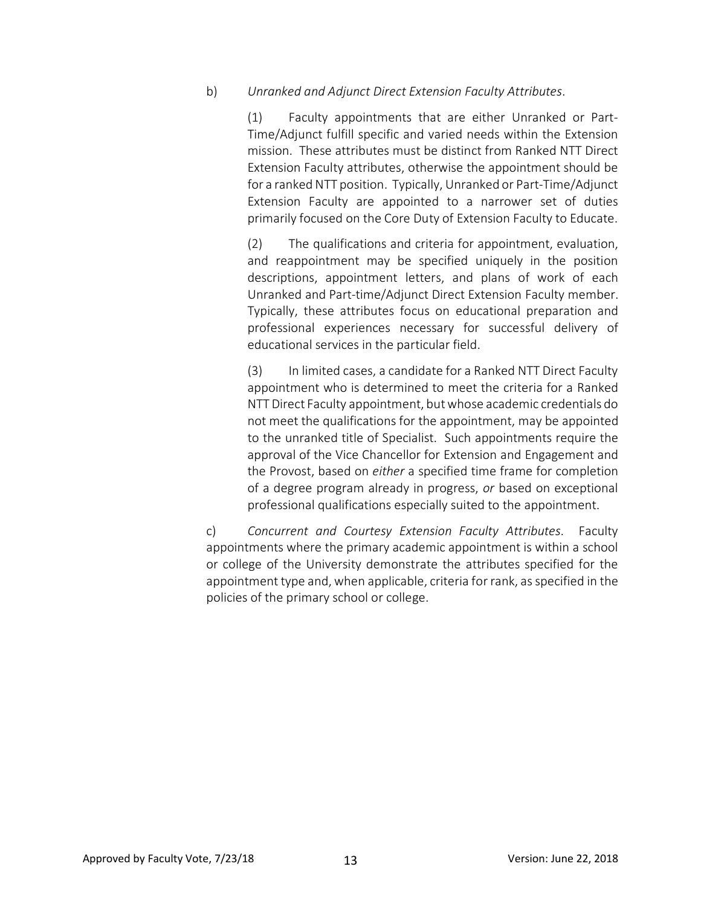b) *Unranked and Adjunct Direct Extension Faculty Attributes*.

(1) Faculty appointments that are either Unranked or Part-Time/Adjunct fulfill specific and varied needs within the Extension mission. These attributes must be distinct from Ranked NTT Direct Extension Faculty attributes, otherwise the appointment should be for a ranked NTT position. Typically, Unranked or Part-Time/Adjunct Extension Faculty are appointed to a narrower set of duties primarily focused on the Core Duty of Extension Faculty to Educate.

(2) The qualifications and criteria for appointment, evaluation, and reappointment may be specified uniquely in the position descriptions, appointment letters, and plans of work of each Unranked and Part-time/Adjunct Direct Extension Faculty member. Typically, these attributes focus on educational preparation and professional experiences necessary for successful delivery of educational services in the particular field.

(3) In limited cases, a candidate for a Ranked NTT Direct Faculty appointment who is determined to meet the criteria for a Ranked NTT Direct Faculty appointment, but whose academic credentials do not meet the qualifications for the appointment, may be appointed to the unranked title of Specialist. Such appointments require the approval of the Vice Chancellor for Extension and Engagement and the Provost, based on *either* a specified time frame for completion of a degree program already in progress, *or* based on exceptional professional qualifications especially suited to the appointment.

c) *Concurrent and Courtesy Extension Faculty Attributes*. Faculty appointments where the primary academic appointment is within a school or college of the University demonstrate the attributes specified for the appointment type and, when applicable, criteria for rank, as specified in the policies of the primary school or college.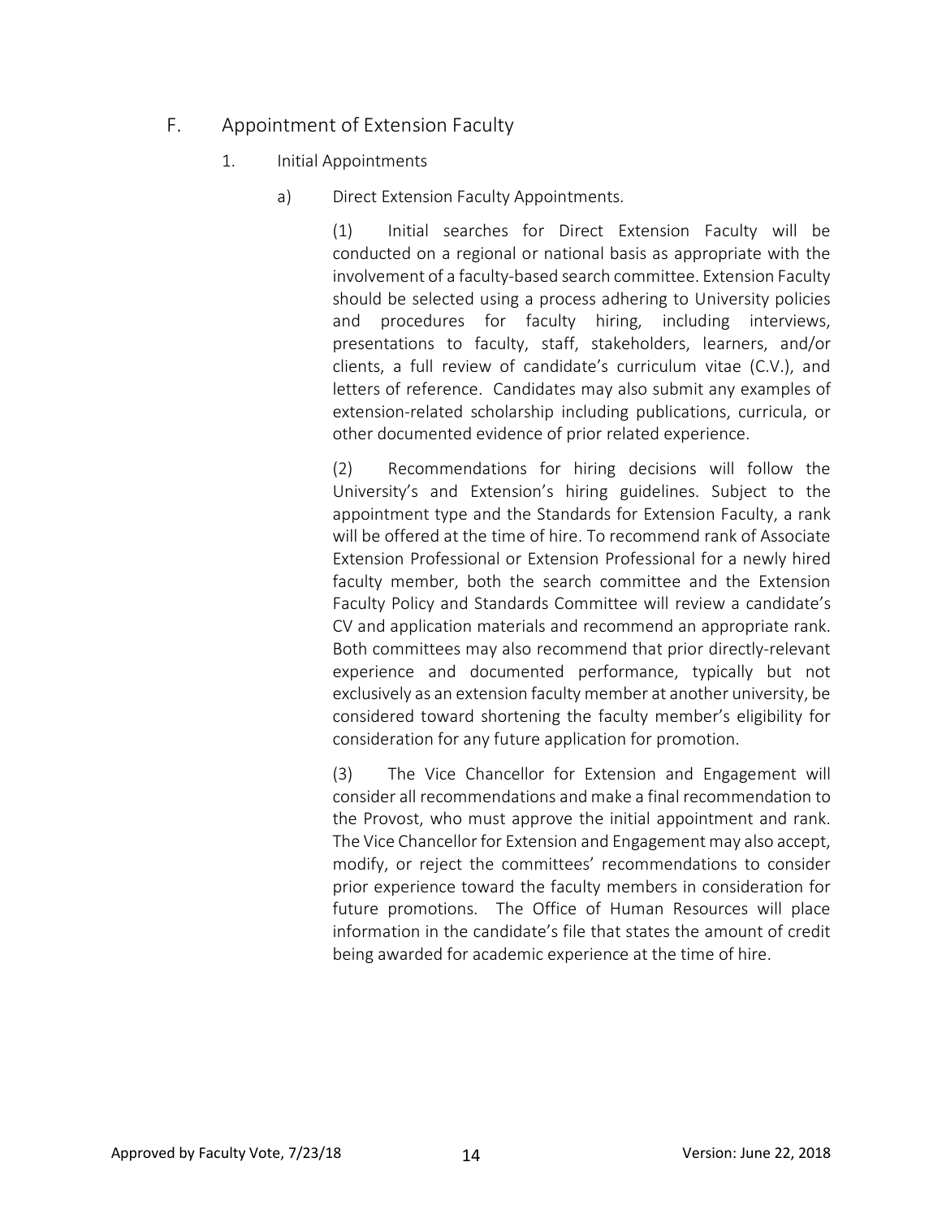## F. Appointment of Extension Faculty

### 1. Initial Appointments

#### a) Direct Extension Faculty Appointments.

(1) Initial searches for Direct Extension Faculty will be conducted on a regional or national basis as appropriate with the involvement of a faculty-based search committee. Extension Faculty should be selected using a process adhering to University policies and procedures for faculty hiring, including interviews, presentations to faculty, staff, stakeholders, learners, and/or clients, a full review of candidate's curriculum vitae (C.V.), and letters of reference. Candidates may also submit any examples of extension-related scholarship including publications, curricula, or other documented evidence of prior related experience.

(2) Recommendations for hiring decisions will follow the University's and Extension's hiring guidelines. Subject to the appointment type and the Standards for Extension Faculty, a rank will be offered at the time of hire. To recommend rank of Associate Extension Professional or Extension Professional for a newly hired faculty member, both the search committee and the Extension Faculty Policy and Standards Committee will review a candidate's CV and application materials and recommend an appropriate rank. Both committees may also recommend that prior directly-relevant experience and documented performance, typically but not exclusively as an extension faculty member at another university, be considered toward shortening the faculty member's eligibility for consideration for any future application for promotion.

(3) The Vice Chancellor for Extension and Engagement will consider all recommendations and make a final recommendation to the Provost, who must approve the initial appointment and rank. The Vice Chancellor for Extension and Engagement may also accept, modify, or reject the committees' recommendations to consider prior experience toward the faculty members in consideration for future promotions. The Office of Human Resources will place information in the candidate's file that states the amount of credit being awarded for academic experience at the time of hire.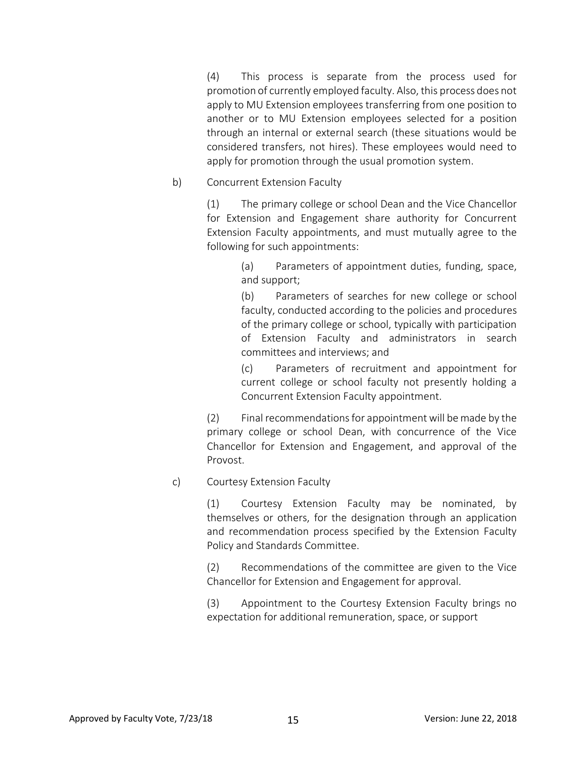(4) This process is separate from the process used for promotion of currently employed faculty. Also, this process does not apply to MU Extension employees transferring from one position to another or to MU Extension employees selected for a position through an internal or external search (these situations would be considered transfers, not hires). These employees would need to apply for promotion through the usual promotion system.

b) Concurrent Extension Faculty

(1) The primary college or school Dean and the Vice Chancellor for Extension and Engagement share authority for Concurrent Extension Faculty appointments, and must mutually agree to the following for such appointments:

(a) Parameters of appointment duties, funding, space, and support;

(b) Parameters of searches for new college or school faculty, conducted according to the policies and procedures of the primary college or school, typically with participation of Extension Faculty and administrators in search committees and interviews; and

(c) Parameters of recruitment and appointment for current college or school faculty not presently holding a Concurrent Extension Faculty appointment.

(2) Final recommendations for appointment will be made by the primary college or school Dean, with concurrence of the Vice Chancellor for Extension and Engagement, and approval of the Provost.

c) Courtesy Extension Faculty

(1) Courtesy Extension Faculty may be nominated, by themselves or others, for the designation through an application and recommendation process specified by the Extension Faculty Policy and Standards Committee.

(2) Recommendations of the committee are given to the Vice Chancellor for Extension and Engagement for approval.

(3) Appointment to the Courtesy Extension Faculty brings no expectation for additional remuneration, space, or support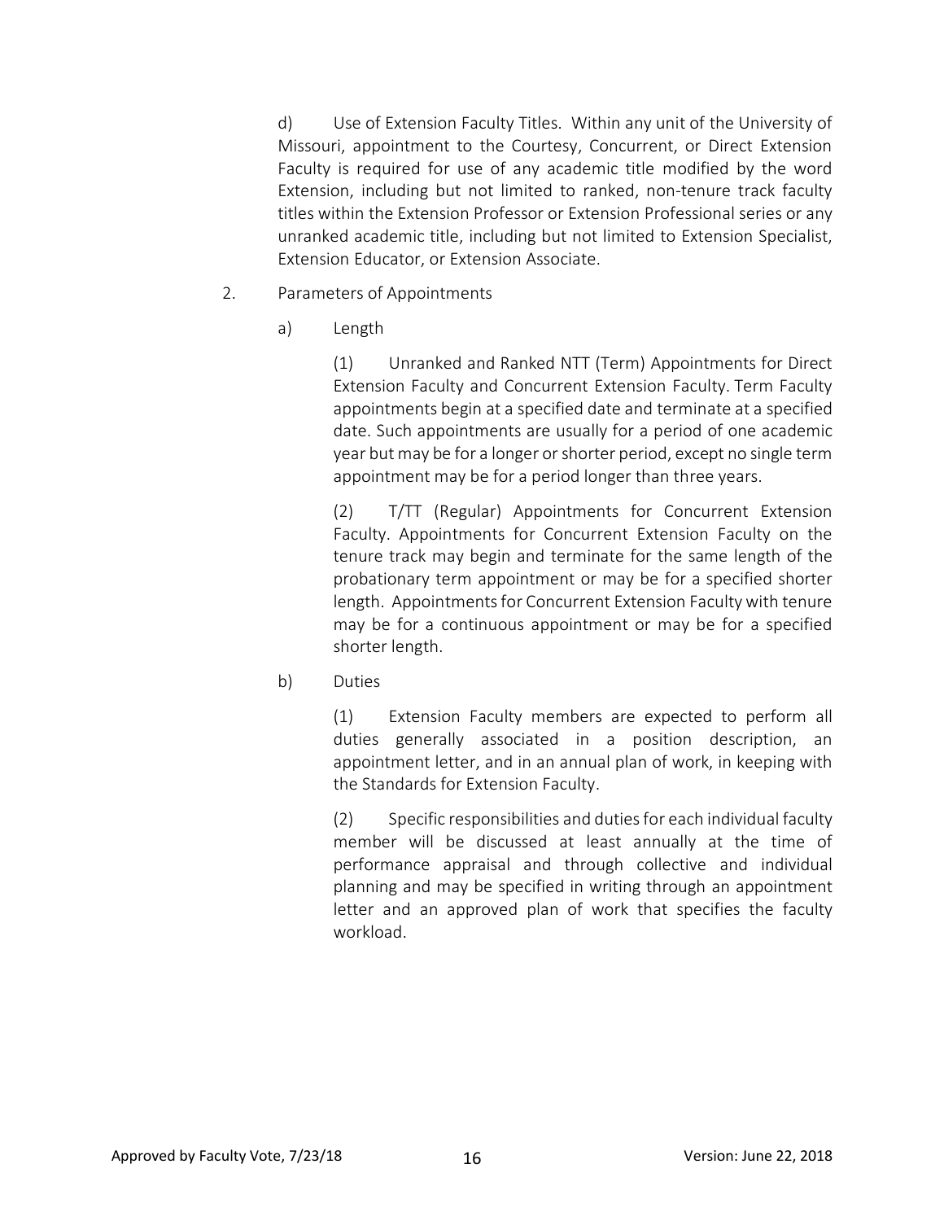d) Use of Extension Faculty Titles. Within any unit of the University of Missouri, appointment to the Courtesy, Concurrent, or Direct Extension Faculty is required for use of any academic title modified by the word Extension, including but not limited to ranked, non-tenure track faculty titles within the Extension Professor or Extension Professional series or any unranked academic title, including but not limited to Extension Specialist, Extension Educator, or Extension Associate.

2. Parameters of Appointments

a) Length

(1) Unranked and Ranked NTT (Term) Appointments for Direct Extension Faculty and Concurrent Extension Faculty. Term Faculty appointments begin at a specified date and terminate at a specified date. Such appointments are usually for a period of one academic year but may be for a longer or shorter period, except no single term appointment may be for a period longer than three years.

(2) T/TT (Regular) Appointments for Concurrent Extension Faculty. Appointments for Concurrent Extension Faculty on the tenure track may begin and terminate for the same length of the probationary term appointment or may be for a specified shorter length. Appointments for Concurrent Extension Faculty with tenure may be for a continuous appointment or may be for a specified shorter length.

b) Duties

(1) Extension Faculty members are expected to perform all duties generally associated in a position description, an appointment letter, and in an annual plan of work, in keeping with the Standards for Extension Faculty.

(2) Specific responsibilities and duties for each individual faculty member will be discussed at least annually at the time of performance appraisal and through collective and individual planning and may be specified in writing through an appointment letter and an approved plan of work that specifies the faculty workload.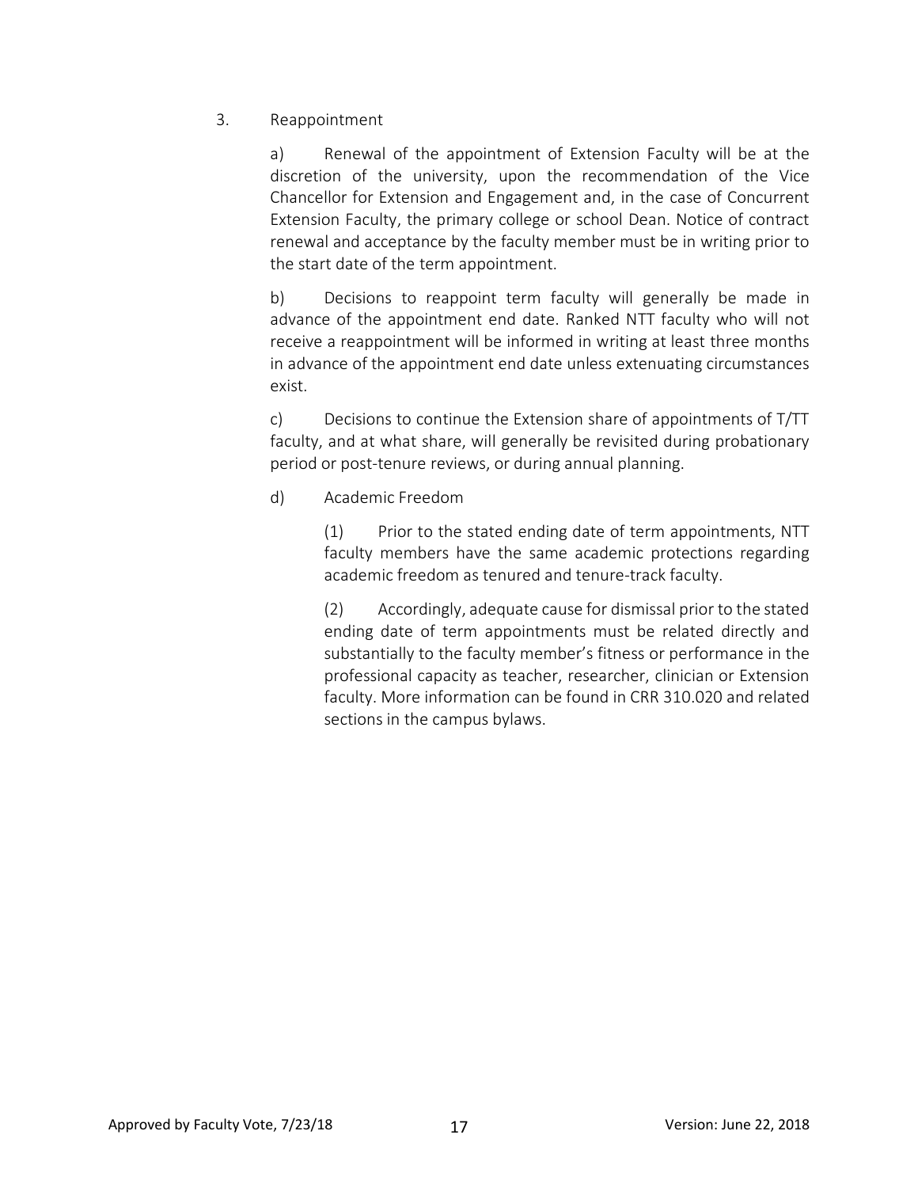3. Reappointment

a) Renewal of the appointment of Extension Faculty will be at the discretion of the university, upon the recommendation of the Vice Chancellor for Extension and Engagement and, in the case of Concurrent Extension Faculty, the primary college or school Dean. Notice of contract renewal and acceptance by the faculty member must be in writing prior to the start date of the term appointment.

b) Decisions to reappoint term faculty will generally be made in advance of the appointment end date. Ranked NTT faculty who will not receive a reappointment will be informed in writing at least three months in advance of the appointment end date unless extenuating circumstances exist.

c) Decisions to continue the Extension share of appointments of T/TT faculty, and at what share, will generally be revisited during probationary period or post-tenure reviews, or during annual planning.

d) Academic Freedom

(1) Prior to the stated ending date of term appointments, NTT faculty members have the same academic protections regarding academic freedom as tenured and tenure-track faculty.

(2) Accordingly, adequate cause for dismissal prior to the stated ending date of term appointments must be related directly and substantially to the faculty member's fitness or performance in the professional capacity as teacher, researcher, clinician or Extension faculty. More information can be found in CRR 310.020 and related sections in the campus bylaws.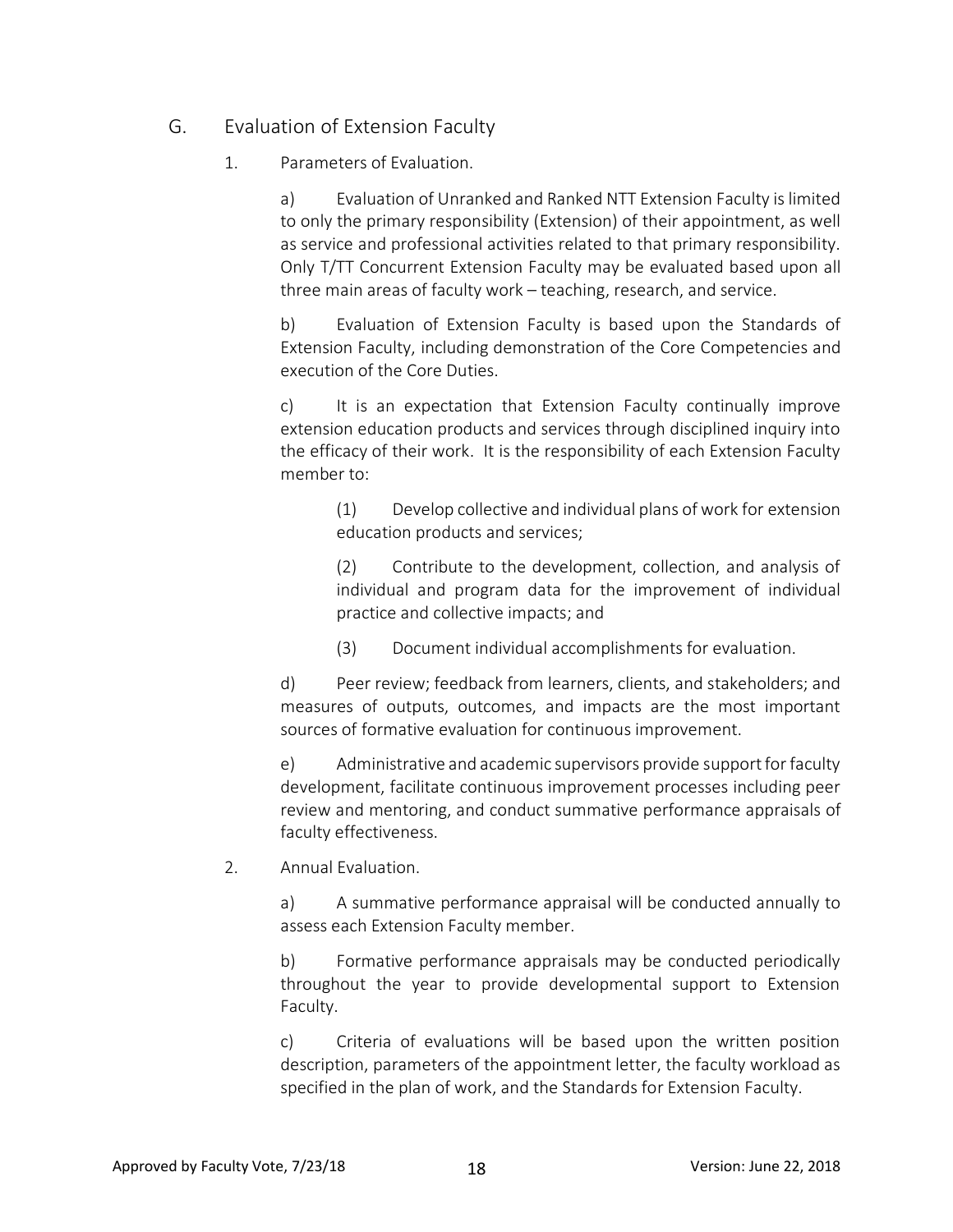## G. Evaluation of Extension Faculty

### 1. Parameters of Evaluation.

a) Evaluation of Unranked and Ranked NTT Extension Faculty is limited to only the primary responsibility (Extension) of their appointment, as well as service and professional activities related to that primary responsibility. Only T/TT Concurrent Extension Faculty may be evaluated based upon all three main areas of faculty work – teaching, research, and service.

b) Evaluation of Extension Faculty is based upon the Standards of Extension Faculty, including demonstration of the Core Competencies and execution of the Core Duties.

c) It is an expectation that Extension Faculty continually improve extension education products and services through disciplined inquiry into the efficacy of their work. It is the responsibility of each Extension Faculty member to:

(1) Develop collective and individual plans of work for extension education products and services;

(2) Contribute to the development, collection, and analysis of individual and program data for the improvement of individual practice and collective impacts; and

(3) Document individual accomplishments for evaluation.

d) Peer review; feedback from learners, clients, and stakeholders; and measures of outputs, outcomes, and impacts are the most important sources of formative evaluation for continuous improvement.

e) Administrative and academic supervisors provide support for faculty development, facilitate continuous improvement processes including peer review and mentoring, and conduct summative performance appraisals of faculty effectiveness.

### 2. Annual Evaluation.

a) A summative performance appraisal will be conducted annually to assess each Extension Faculty member.

b) Formative performance appraisals may be conducted periodically throughout the year to provide developmental support to Extension Faculty.

c) Criteria of evaluations will be based upon the written position description, parameters of the appointment letter, the faculty workload as specified in the plan of work, and the Standards for Extension Faculty.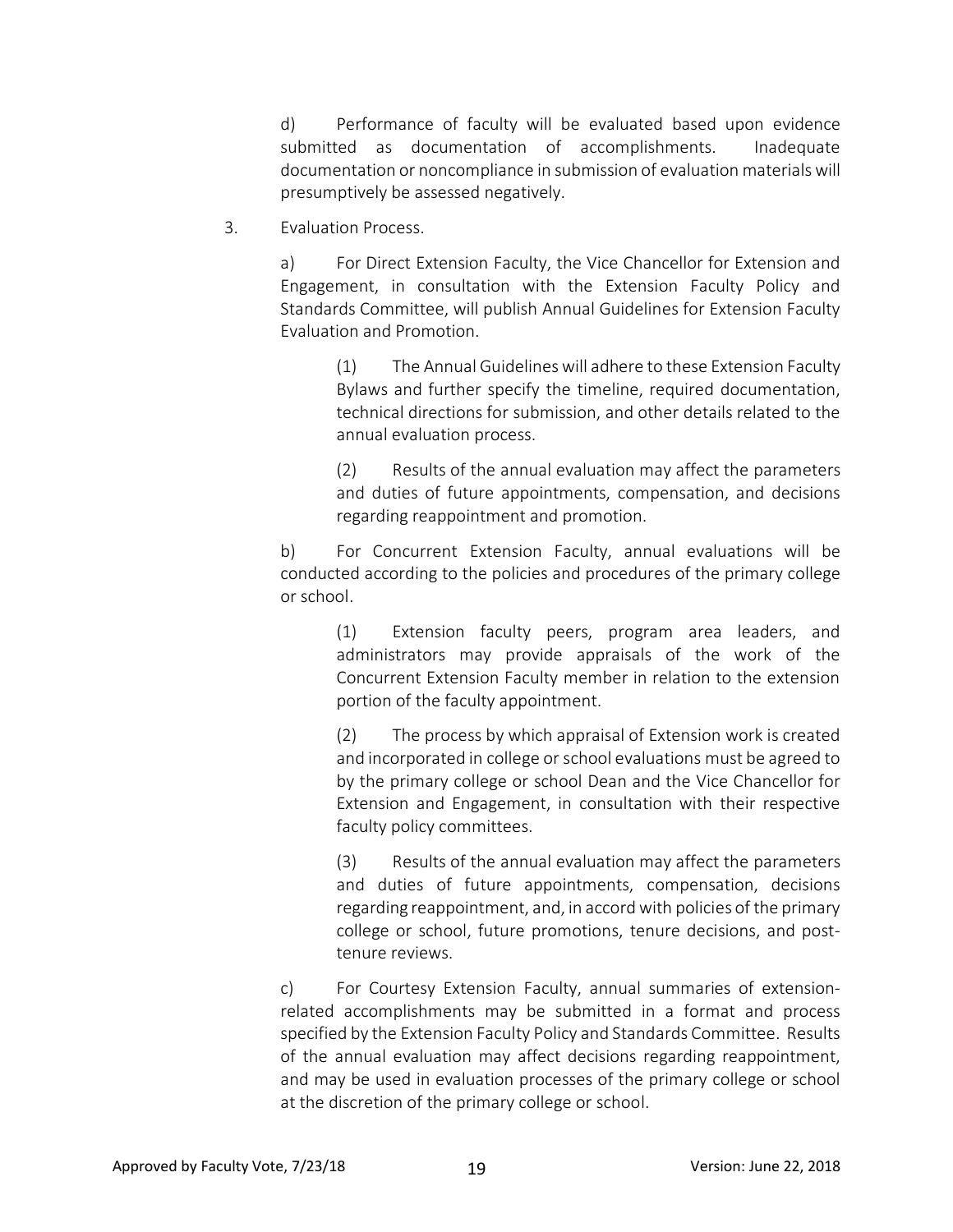d) Performance of faculty will be evaluated based upon evidence submitted as documentation of accomplishments. Inadequate documentation or noncompliance in submission of evaluation materials will presumptively be assessed negatively.

3. Evaluation Process.

a) For Direct Extension Faculty, the Vice Chancellor for Extension and Engagement, in consultation with the Extension Faculty Policy and Standards Committee, will publish Annual Guidelines for Extension Faculty Evaluation and Promotion.

(1) The Annual Guidelines will adhere to these Extension Faculty Bylaws and further specify the timeline, required documentation, technical directions for submission, and other details related to the annual evaluation process.

(2) Results of the annual evaluation may affect the parameters and duties of future appointments, compensation, and decisions regarding reappointment and promotion.

b) For Concurrent Extension Faculty, annual evaluations will be conducted according to the policies and procedures of the primary college or school.

(1) Extension faculty peers, program area leaders, and administrators may provide appraisals of the work of the Concurrent Extension Faculty member in relation to the extension portion of the faculty appointment.

(2) The process by which appraisal of Extension work is created and incorporated in college or school evaluations must be agreed to by the primary college or school Dean and the Vice Chancellor for Extension and Engagement, in consultation with their respective faculty policy committees.

(3) Results of the annual evaluation may affect the parameters and duties of future appointments, compensation, decisions regarding reappointment, and, in accord with policies of the primary college or school, future promotions, tenure decisions, and post-tenure reviews.

c) For Courtesy Extension Faculty, annual summaries of extension-related accomplishments may be submitted in a format and process specified by the Extension Faculty Policy and Standards Committee. Results of the annual evaluation may affect decisions regarding reappointment, and may be used in evaluation processes of the primary college or school at the discretion of the primary college or school.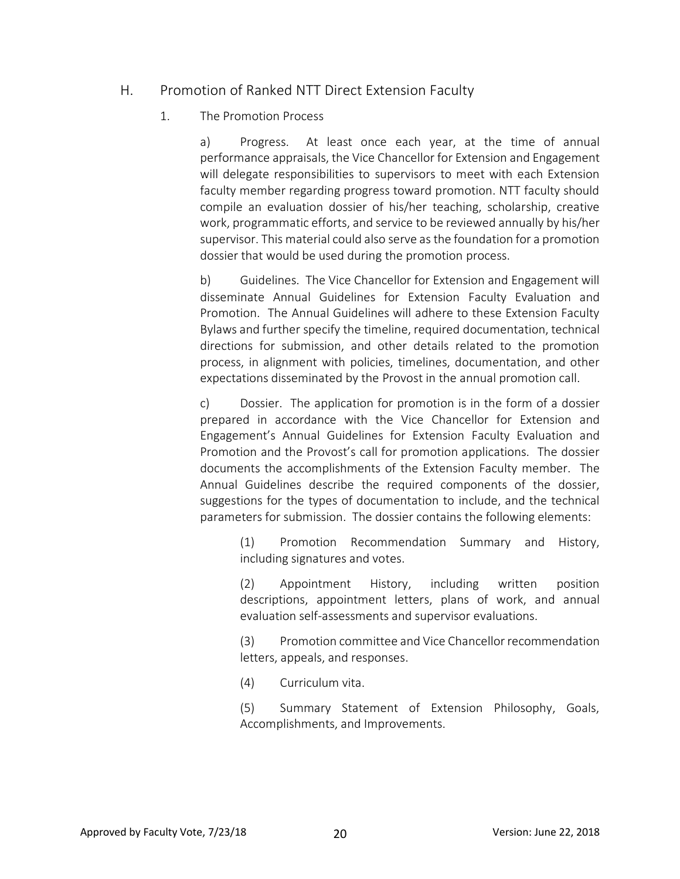## H. Promotion of Ranked NTT Direct Extension Faculty

### 1. The Promotion Process

a) Progress. At least once each year, at the time of annual performance appraisals, the Vice Chancellor for Extension and Engagement will delegate responsibilities to supervisors to meet with each Extension faculty member regarding progress toward promotion. NTT faculty should compile an evaluation dossier of his/her teaching, scholarship, creative work, programmatic efforts, and service to be reviewed annually by his/her supervisor. This material could also serve as the foundation for a promotion dossier that would be used during the promotion process.

b) Guidelines. The Vice Chancellor for Extension and Engagement will disseminate Annual Guidelines for Extension Faculty Evaluation and Promotion. The Annual Guidelines will adhere to these Extension Faculty Bylaws and further specify the timeline, required documentation, technical directions for submission, and other details related to the promotion process, in alignment with policies, timelines, documentation, and other expectations disseminated by the Provost in the annual promotion call.

c) Dossier. The application for promotion is in the form of a dossier prepared in accordance with the Vice Chancellor for Extension and Engagement's Annual Guidelines for Extension Faculty Evaluation and Promotion and the Provost's call for promotion applications. The dossier documents the accomplishments of the Extension Faculty member. The Annual Guidelines describe the required components of the dossier, suggestions for the types of documentation to include, and the technical parameters for submission. The dossier contains the following elements:

(1) Promotion Recommendation Summary and History, including signatures and votes.

(2) Appointment History, including written position descriptions, appointment letters, plans of work, and annual evaluation self-assessments and supervisor evaluations.

(3) Promotion committee and Vice Chancellor recommendation letters, appeals, and responses.

(4) Curriculum vita.

(5) Summary Statement of Extension Philosophy, Goals, Accomplishments, and Improvements.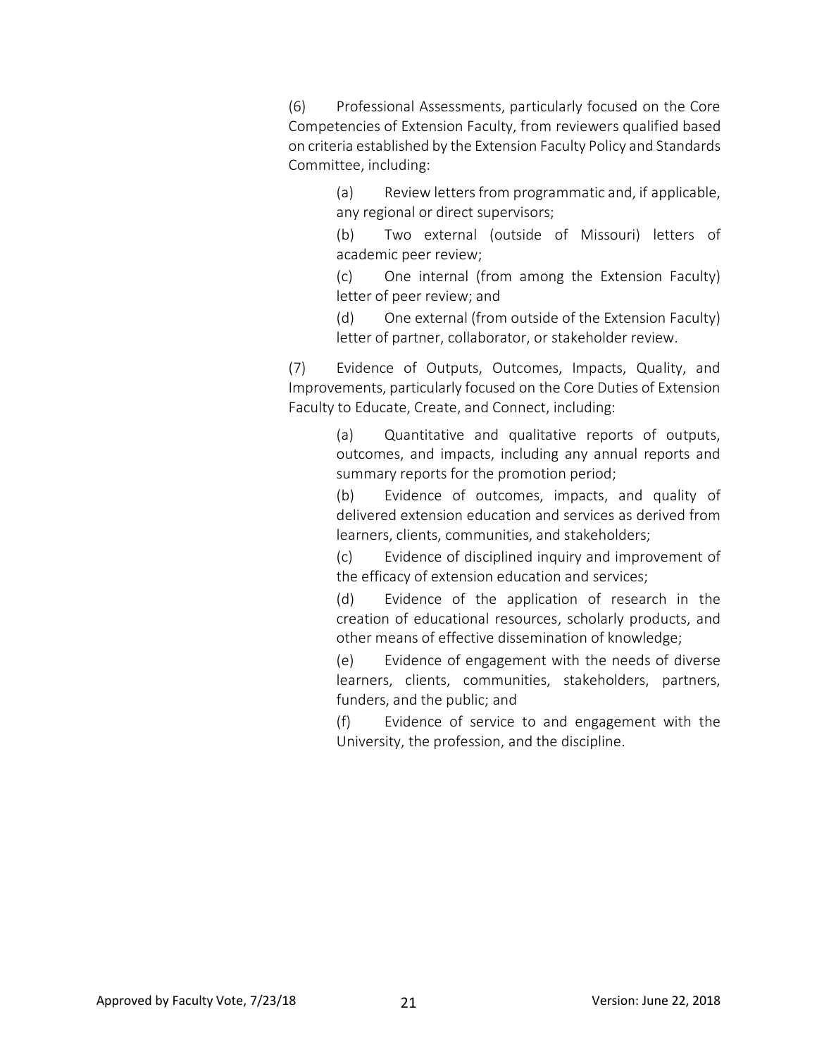(6) Professional Assessments, particularly focused on the Core Competencies of Extension Faculty, from reviewers qualified based on criteria established by the Extension Faculty Policy and Standards Committee, including:

> (a) Review letters from programmatic and, if applicable, any regional or direct supervisors;
>
> (b) Two external (outside of Missouri) letters of academic peer review;
>
> (c) One internal (from among the Extension Faculty) letter of peer review; and
>
> (d) One external (from outside of the Extension Faculty) letter of partner, collaborator, or stakeholder review.

(7) Evidence of Outputs, Outcomes, Impacts, Quality, and Improvements, particularly focused on the Core Duties of Extension Faculty to Educate, Create, and Connect, including:

> (a) Quantitative and qualitative reports of outputs, outcomes, and impacts, including any annual reports and summary reports for the promotion period;
>
> (b) Evidence of outcomes, impacts, and quality of delivered extension education and services as derived from learners, clients, communities, and stakeholders;
>
> (c) Evidence of disciplined inquiry and improvement of the efficacy of extension education and services;
>
> (d) Evidence of the application of research in the creation of educational resources, scholarly products, and other means of effective dissemination of knowledge;
>
> (e) Evidence of engagement with the needs of diverse learners, clients, communities, stakeholders, partners, funders, and the public; and
>
> (f) Evidence of service to and engagement with the University, the profession, and the discipline.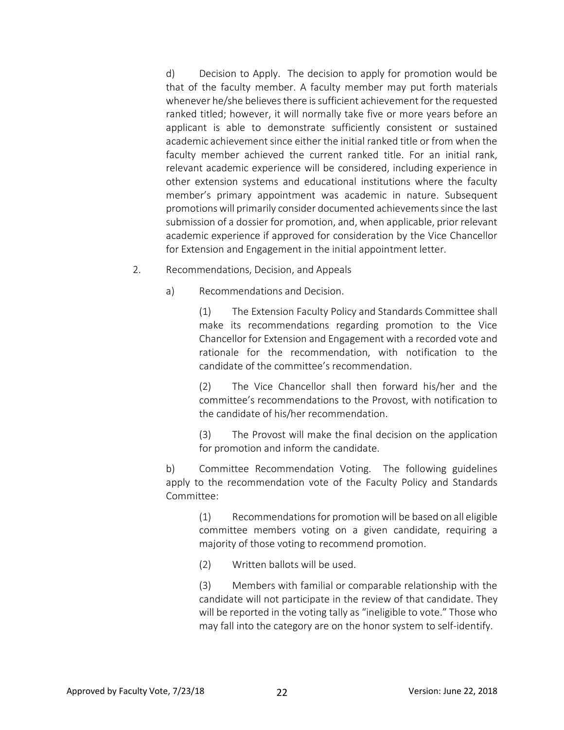d) Decision to Apply. The decision to apply for promotion would be that of the faculty member. A faculty member may put forth materials whenever he/she believes there is sufficient achievement for the requested ranked titled; however, it will normally take five or more years before an applicant is able to demonstrate sufficiently consistent or sustained academic achievement since either the initial ranked title or from when the faculty member achieved the current ranked title. For an initial rank, relevant academic experience will be considered, including experience in other extension systems and educational institutions where the faculty member's primary appointment was academic in nature. Subsequent promotions will primarily consider documented achievements since the last submission of a dossier for promotion, and, when applicable, prior relevant academic experience if approved for consideration by the Vice Chancellor for Extension and Engagement in the initial appointment letter.

2. Recommendations, Decision, and Appeals

a) Recommendations and Decision.

(1) The Extension Faculty Policy and Standards Committee shall make its recommendations regarding promotion to the Vice Chancellor for Extension and Engagement with a recorded vote and rationale for the recommendation, with notification to the candidate of the committee's recommendation.

(2) The Vice Chancellor shall then forward his/her and the committee's recommendations to the Provost, with notification to the candidate of his/her recommendation.

(3) The Provost will make the final decision on the application for promotion and inform the candidate.

b) Committee Recommendation Voting. The following guidelines apply to the recommendation vote of the Faculty Policy and Standards Committee:

(1) Recommendations for promotion will be based on all eligible committee members voting on a given candidate, requiring a majority of those voting to recommend promotion.

(2) Written ballots will be used.

(3) Members with familial or comparable relationship with the candidate will not participate in the review of that candidate. They will be reported in the voting tally as "ineligible to vote." Those who may fall into the category are on the honor system to self-identify.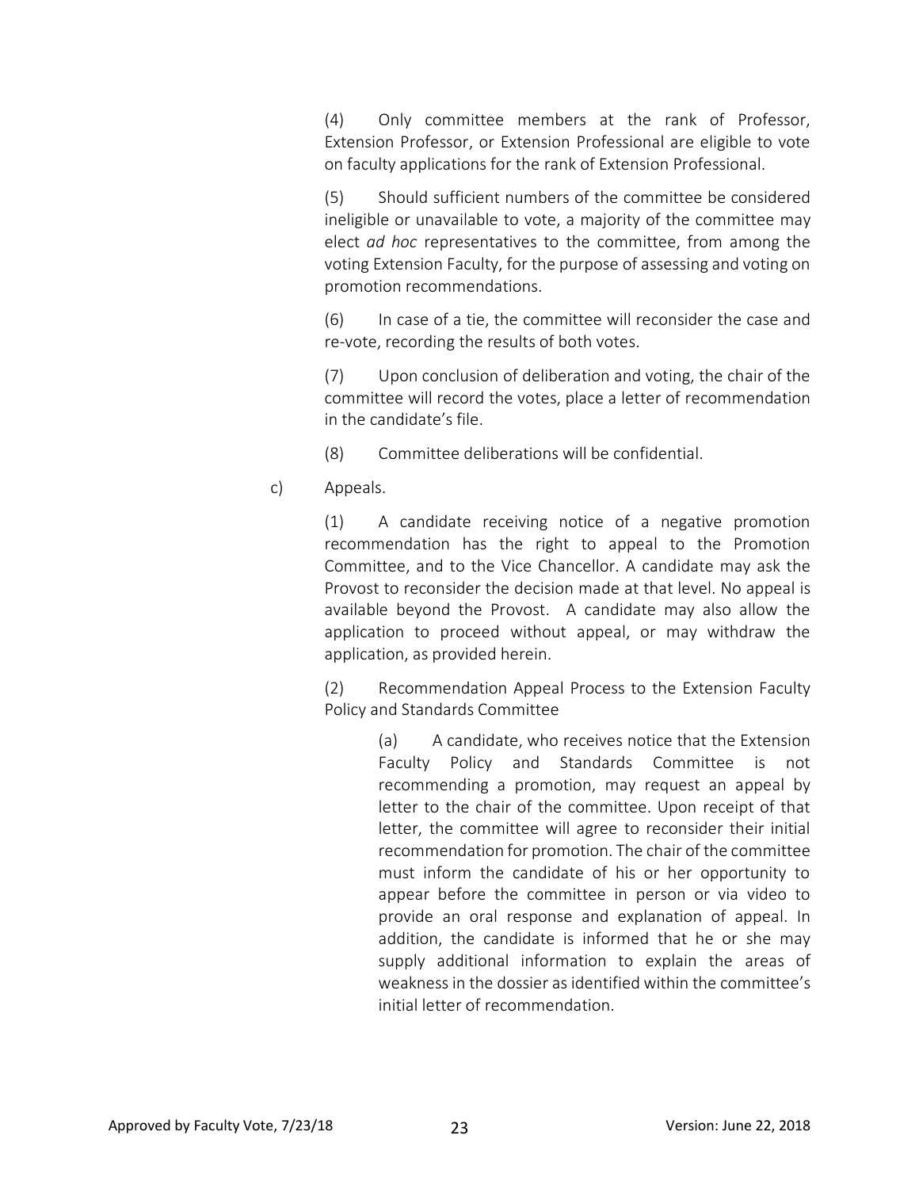(4) Only committee members at the rank of Professor, Extension Professor, or Extension Professional are eligible to vote on faculty applications for the rank of Extension Professional.

(5) Should sufficient numbers of the committee be considered ineligible or unavailable to vote, a majority of the committee may elect *ad hoc* representatives to the committee, from among the voting Extension Faculty, for the purpose of assessing and voting on promotion recommendations.

(6) In case of a tie, the committee will reconsider the case and re-vote, recording the results of both votes.

(7) Upon conclusion of deliberation and voting, the chair of the committee will record the votes, place a letter of recommendation in the candidate's file.

(8) Committee deliberations will be confidential.

c) Appeals.

(1) A candidate receiving notice of a negative promotion recommendation has the right to appeal to the Promotion Committee, and to the Vice Chancellor. A candidate may ask the Provost to reconsider the decision made at that level. No appeal is available beyond the Provost. A candidate may also allow the application to proceed without appeal, or may withdraw the application, as provided herein.

(2) Recommendation Appeal Process to the Extension Faculty Policy and Standards Committee

(a) A candidate, who receives notice that the Extension Faculty Policy and Standards Committee is not recommending a promotion, may request an appeal by letter to the chair of the committee. Upon receipt of that letter, the committee will agree to reconsider their initial recommendation for promotion. The chair of the committee must inform the candidate of his or her opportunity to appear before the committee in person or via video to provide an oral response and explanation of appeal. In addition, the candidate is informed that he or she may supply additional information to explain the areas of weakness in the dossier as identified within the committee's initial letter of recommendation.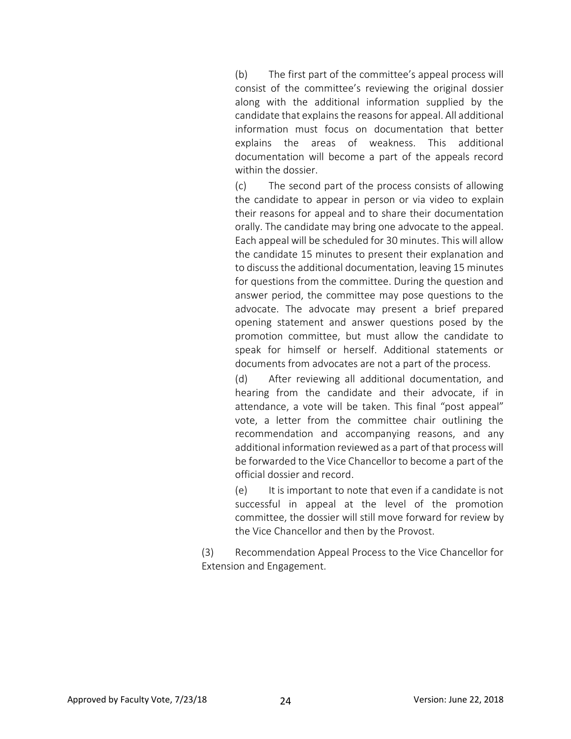(b) The first part of the committee's appeal process will consist of the committee's reviewing the original dossier along with the additional information supplied by the candidate that explains the reasons for appeal. All additional information must focus on documentation that better explains the areas of weakness. This additional documentation will become a part of the appeals record within the dossier.

(c) The second part of the process consists of allowing the candidate to appear in person or via video to explain their reasons for appeal and to share their documentation orally. The candidate may bring one advocate to the appeal. Each appeal will be scheduled for 30 minutes. This will allow the candidate 15 minutes to present their explanation and to discuss the additional documentation, leaving 15 minutes for questions from the committee. During the question and answer period, the committee may pose questions to the advocate. The advocate may present a brief prepared opening statement and answer questions posed by the promotion committee, but must allow the candidate to speak for himself or herself. Additional statements or documents from advocates are not a part of the process.

(d) After reviewing all additional documentation, and hearing from the candidate and their advocate, if in attendance, a vote will be taken. This final "post appeal" vote, a letter from the committee chair outlining the recommendation and accompanying reasons, and any additional information reviewed as a part of that process will be forwarded to the Vice Chancellor to become a part of the official dossier and record.

(e) It is important to note that even if a candidate is not successful in appeal at the level of the promotion committee, the dossier will still move forward for review by the Vice Chancellor and then by the Provost.

(3) Recommendation Appeal Process to the Vice Chancellor for Extension and Engagement.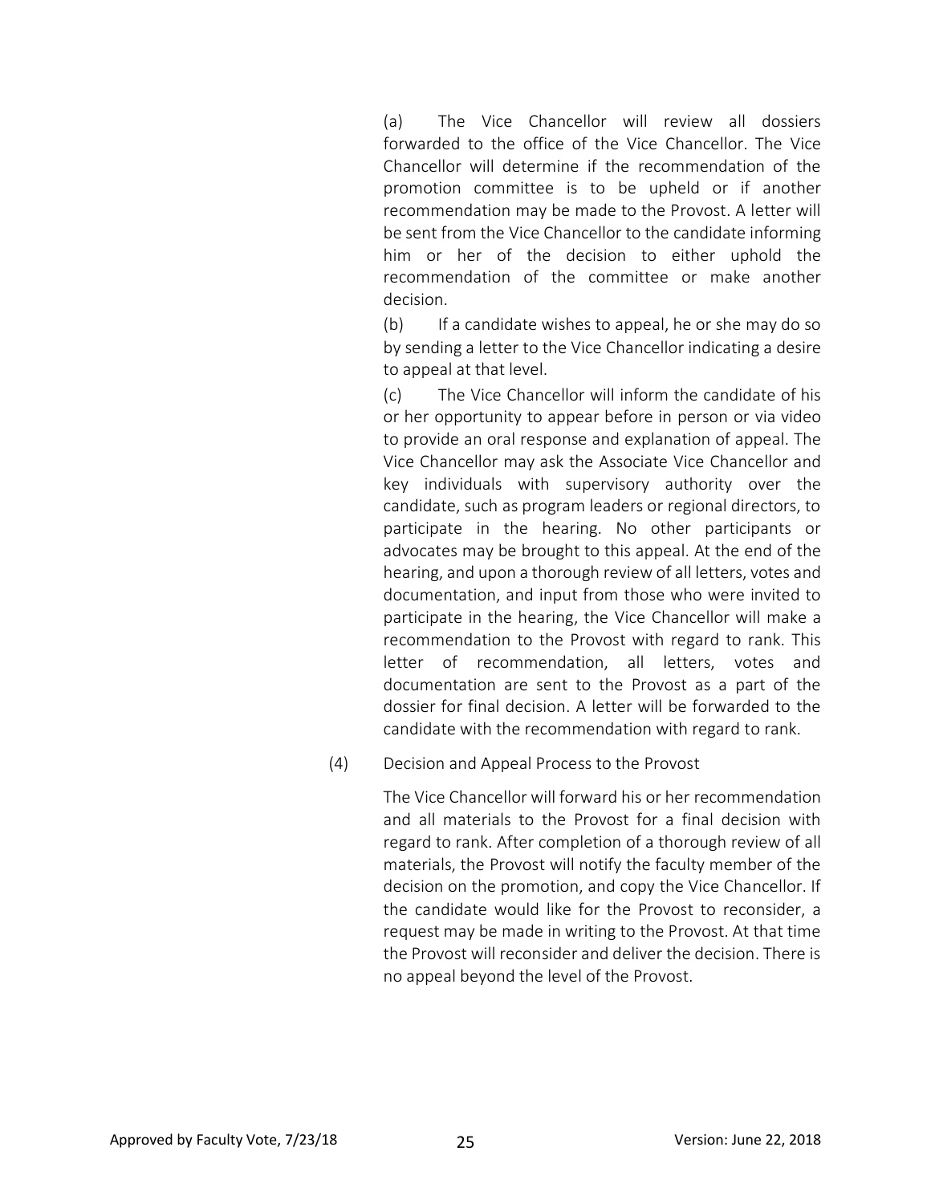(a) The Vice Chancellor will review all dossiers forwarded to the office of the Vice Chancellor. The Vice Chancellor will determine if the recommendation of the promotion committee is to be upheld or if another recommendation may be made to the Provost. A letter will be sent from the Vice Chancellor to the candidate informing him or her of the decision to either uphold the recommendation of the committee or make another decision.

(b) If a candidate wishes to appeal, he or she may do so by sending a letter to the Vice Chancellor indicating a desire to appeal at that level.

(c) The Vice Chancellor will inform the candidate of his or her opportunity to appear before in person or via video to provide an oral response and explanation of appeal. The Vice Chancellor may ask the Associate Vice Chancellor and key individuals with supervisory authority over the candidate, such as program leaders or regional directors, to participate in the hearing. No other participants or advocates may be brought to this appeal. At the end of the hearing, and upon a thorough review of all letters, votes and documentation, and input from those who were invited to participate in the hearing, the Vice Chancellor will make a recommendation to the Provost with regard to rank. This letter of recommendation, all letters, votes and documentation are sent to the Provost as a part of the dossier for final decision. A letter will be forwarded to the candidate with the recommendation with regard to rank.

(4) Decision and Appeal Process to the Provost

The Vice Chancellor will forward his or her recommendation and all materials to the Provost for a final decision with regard to rank. After completion of a thorough review of all materials, the Provost will notify the faculty member of the decision on the promotion, and copy the Vice Chancellor. If the candidate would like for the Provost to reconsider, a request may be made in writing to the Provost. At that time the Provost will reconsider and deliver the decision. There is no appeal beyond the level of the Provost.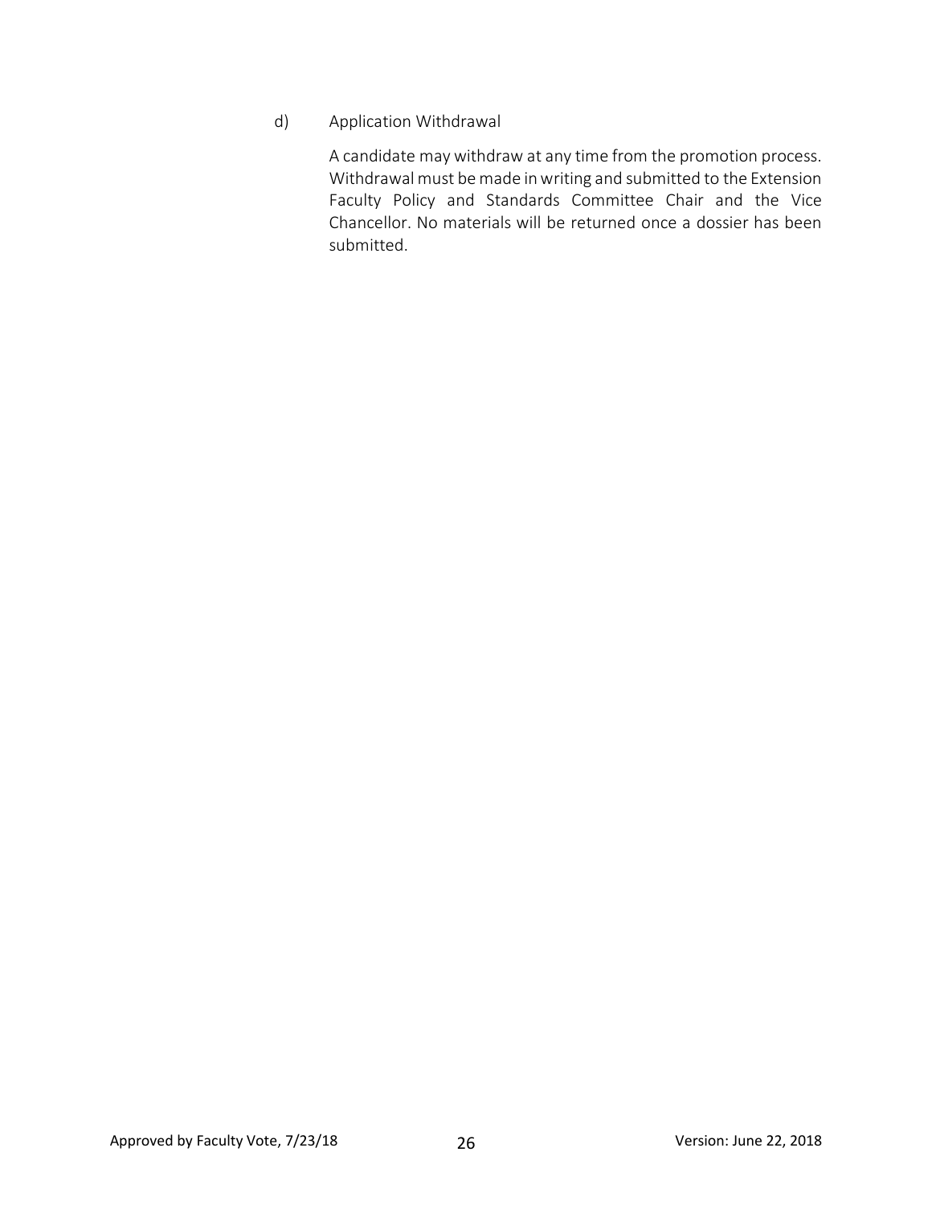d) Application Withdrawal

A candidate may withdraw at any time from the promotion process. Withdrawal must be made in writing and submitted to the Extension Faculty Policy and Standards Committee Chair and the Vice Chancellor. No materials will be returned once a dossier has been submitted.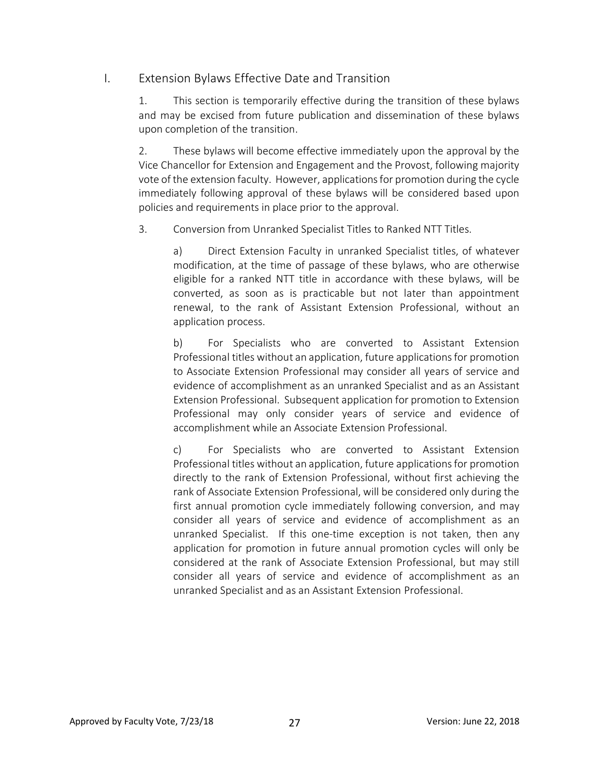## I. Extension Bylaws Effective Date and Transition

1. This section is temporarily effective during the transition of these bylaws and may be excised from future publication and dissemination of these bylaws upon completion of the transition.

2. These bylaws will become effective immediately upon the approval by the Vice Chancellor for Extension and Engagement and the Provost, following majority vote of the extension faculty. However, applications for promotion during the cycle immediately following approval of these bylaws will be considered based upon policies and requirements in place prior to the approval.

3. Conversion from Unranked Specialist Titles to Ranked NTT Titles.

   a) Direct Extension Faculty in unranked Specialist titles, of whatever modification, at the time of passage of these bylaws, who are otherwise eligible for a ranked NTT title in accordance with these bylaws, will be converted, as soon as is practicable but not later than appointment renewal, to the rank of Assistant Extension Professional, without an application process.

   b) For Specialists who are converted to Assistant Extension Professional titles without an application, future applications for promotion to Associate Extension Professional may consider all years of service and evidence of accomplishment as an unranked Specialist and as an Assistant Extension Professional. Subsequent application for promotion to Extension Professional may only consider years of service and evidence of accomplishment while an Associate Extension Professional.

   c) For Specialists who are converted to Assistant Extension Professional titles without an application, future applications for promotion directly to the rank of Extension Professional, without first achieving the rank of Associate Extension Professional, will be considered only during the first annual promotion cycle immediately following conversion, and may consider all years of service and evidence of accomplishment as an unranked Specialist. If this one-time exception is not taken, then any application for promotion in future annual promotion cycles will only be considered at the rank of Associate Extension Professional, but may still consider all years of service and evidence of accomplishment as an unranked Specialist and as an Assistant Extension Professional.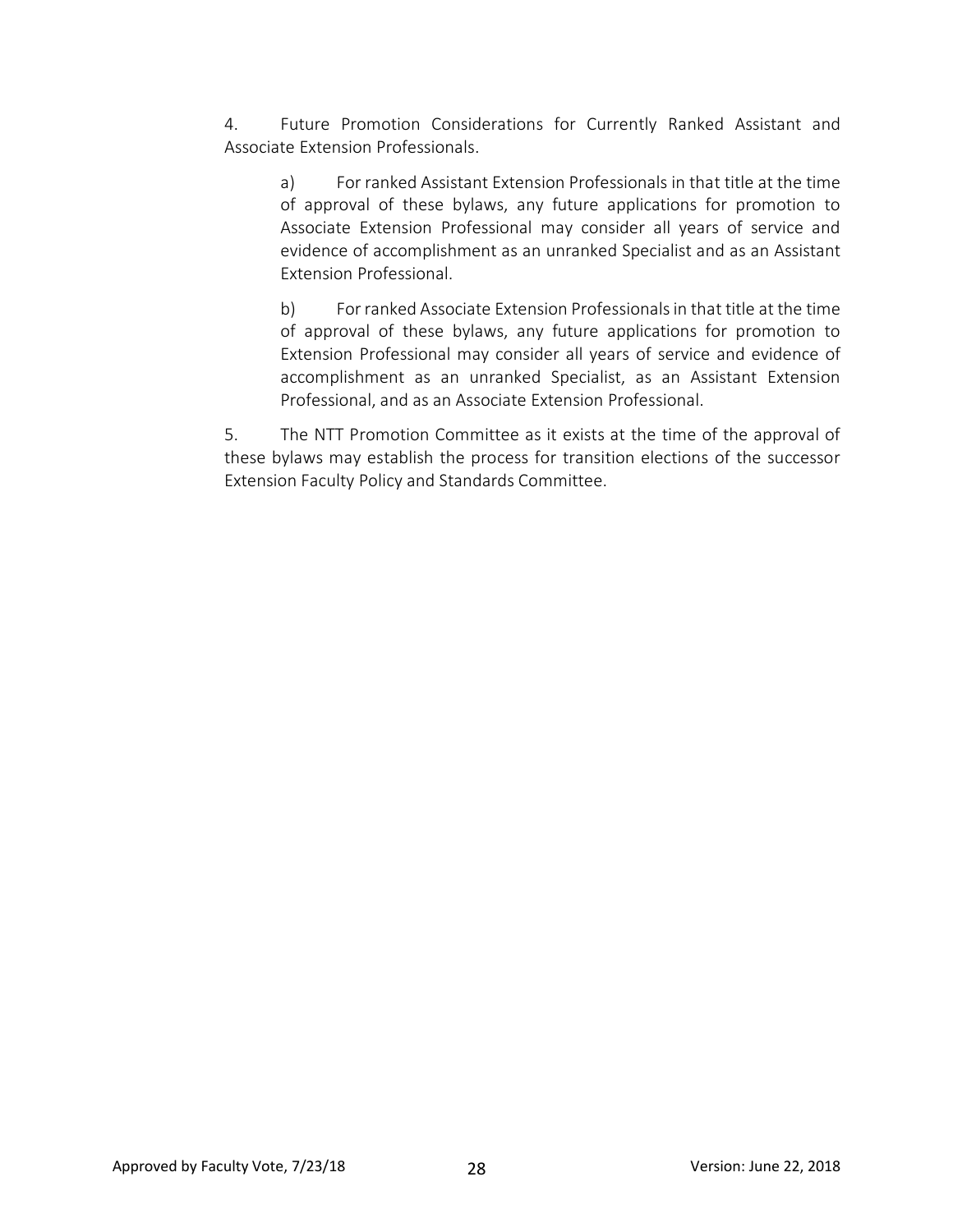4. Future Promotion Considerations for Currently Ranked Assistant and Associate Extension Professionals.

   a) For ranked Assistant Extension Professionals in that title at the time of approval of these bylaws, any future applications for promotion to Associate Extension Professional may consider all years of service and evidence of accomplishment as an unranked Specialist and as an Assistant Extension Professional.

   b) For ranked Associate Extension Professionals in that title at the time of approval of these bylaws, any future applications for promotion to Extension Professional may consider all years of service and evidence of accomplishment as an unranked Specialist, as an Assistant Extension Professional, and as an Associate Extension Professional.

5. The NTT Promotion Committee as it exists at the time of the approval of these bylaws may establish the process for transition elections of the successor Extension Faculty Policy and Standards Committee.